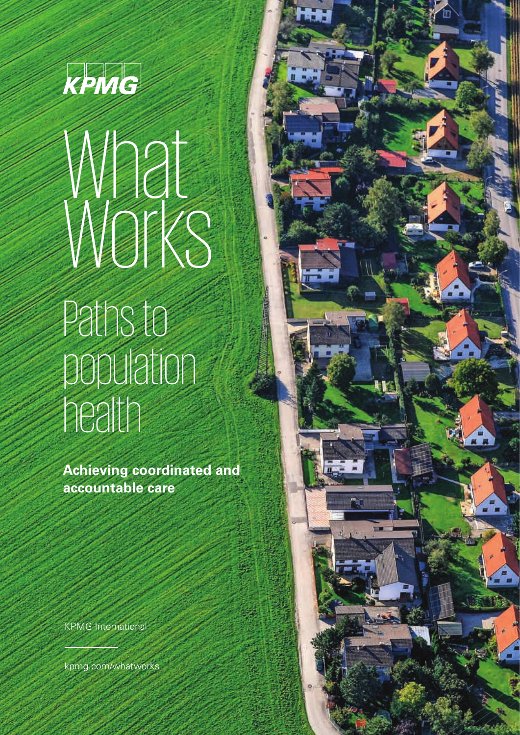KPMG

# What Works

## Paths to population health

**Achieving coordinated and accountable care**

KPMG International

kpmg.com/whatworks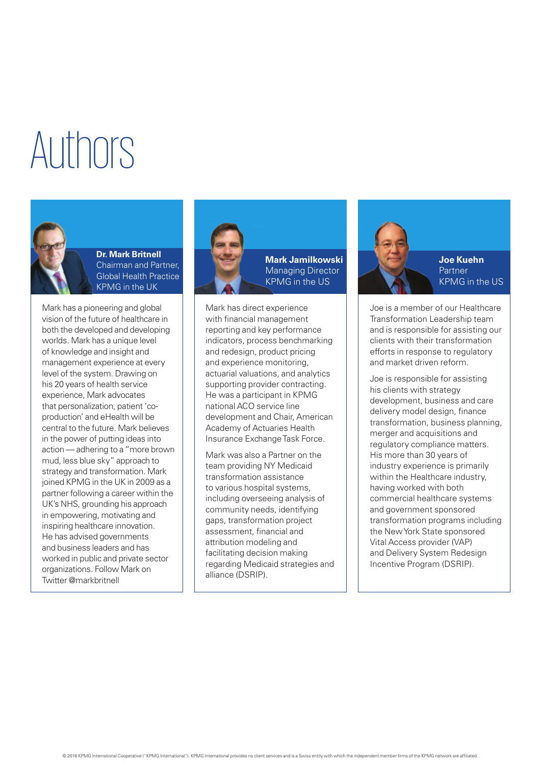# Authors

**Dr. Mark Britnell**
Chairman and Partner, Global Health Practice
KPMG in the UK

Mark has a pioneering and global vision of the future of healthcare in both the developed and developing worlds. Mark has a unique level of knowledge and insight and management experience at every level of the system. Drawing on his 20 years of health service experience, Mark advocates that personalization, patient 'co-production' and eHealth will be central to the future. Mark believes in the power of putting ideas into action — adhering to a "more brown mud, less blue sky" approach to strategy and transformation. Mark joined KPMG in the UK in 2009 as a partner following a career within the UK's NHS, grounding his approach in empowering, motivating and inspiring healthcare innovation. He has advised governments and business leaders and has worked in public and private sector organizations. Follow Mark on Twitter @markbritnell

**Mark Jamilkowski**
Managing Director
KPMG in the US

Mark has direct experience with financial management reporting and key performance indicators, process benchmarking and redesign, product pricing and experience monitoring, actuarial valuations, and analytics supporting provider contracting. He was a participant in KPMG national ACO service line development and Chair, American Academy of Actuaries Health Insurance Exchange Task Force.

Mark was also a Partner on the team providing NY Medicaid transformation assistance to various hospital systems, including overseeing analysis of community needs, identifying gaps, transformation project assessment, financial and attribution modeling and facilitating decision making regarding Medicaid strategies and alliance (DSRIP).

**Joe Kuehn**
Partner
KPMG in the US

Joe is a member of our Healthcare Transformation Leadership team and is responsible for assisting our clients with their transformation efforts in response to regulatory and market driven reform.

Joe is responsible for assisting his clients with strategy development, business and care delivery model design, finance transformation, business planning, merger and acquisitions and regulatory compliance matters. His more than 30 years of industry experience is primarily within the Healthcare industry, having worked with both commercial healthcare systems and government sponsored transformation programs including the New York State sponsored Vital Access provider (VAP) and Delivery System Redesign Incentive Program (DSRIP).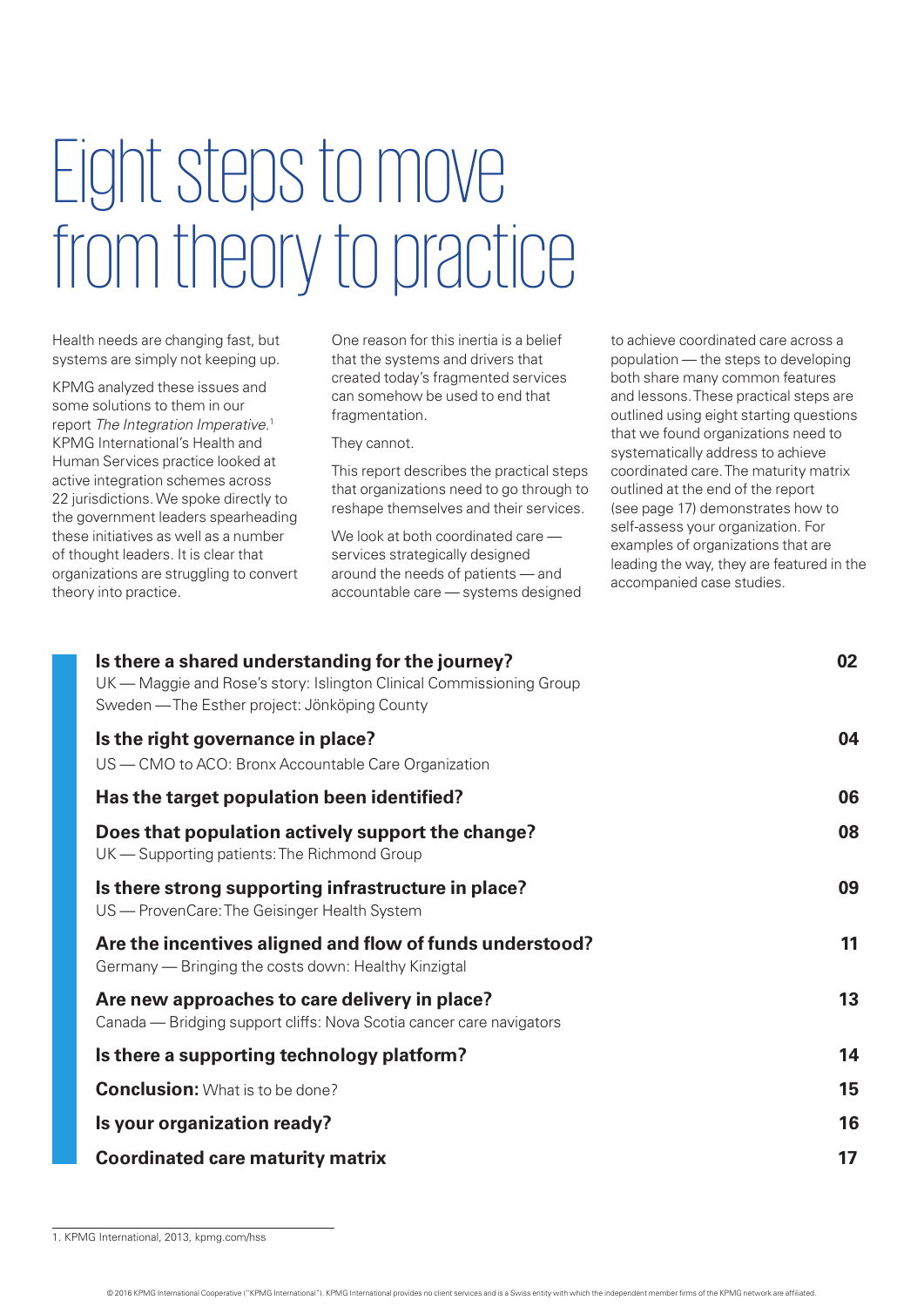# Eight steps to move from theory to practice

Health needs are changing fast, but systems are simply not keeping up.

KPMG analyzed these issues and some solutions to them in our report *The Integration Imperative*.[1] KPMG International's Health and Human Services practice looked at active integration schemes across 22 jurisdictions. We spoke directly to the government leaders spearheading these initiatives as well as a number of thought leaders. It is clear that organizations are struggling to convert theory into practice.

One reason for this inertia is a belief that the systems and drivers that created today's fragmented services can somehow be used to end that fragmentation.

They cannot.

This report describes the practical steps that organizations need to go through to reshape themselves and their services.

We look at both coordinated care — services strategically designed around the needs of patients — and accountable care — systems designed to achieve coordinated care across a population — the steps to developing both share many common features and lessons. These practical steps are outlined using eight starting questions that we found organizations need to systematically address to achieve coordinated care. The maturity matrix outlined at the end of the report (see page 17) demonstrates how to self-assess your organization. For examples of organizations that are leading the way, they are featured in the accompanied case studies.

| | |
|---|---|
| **Is there a shared understanding for the journey?**<br>UK — Maggie and Rose's story: Islington Clinical Commissioning Group<br>Sweden — The Esther project: Jönköping County | **02** |
| **Is the right governance in place?**<br>US — CMO to ACO: Bronx Accountable Care Organization | **04** |
| **Has the target population been identified?** | **06** |
| **Does that population actively support the change?**<br>UK — Supporting patients: The Richmond Group | **08** |
| **Is there strong supporting infrastructure in place?**<br>US — ProvenCare: The Geisinger Health System | **09** |
| **Are the incentives aligned and flow of funds understood?**<br>Germany — Bringing the costs down: Healthy Kinzigtal | **11** |
| **Are new approaches to care delivery in place?**<br>Canada — Bridging support cliffs: Nova Scotia cancer care navigators | **13** |
| **Is there a supporting technology platform?** | **14** |
| **Conclusion:** What is to be done? | **15** |
| **Is your organization ready?** | **16** |
| **Coordinated care maturity matrix** | **17** |

1. KPMG International, 2013, kpmg.com/hss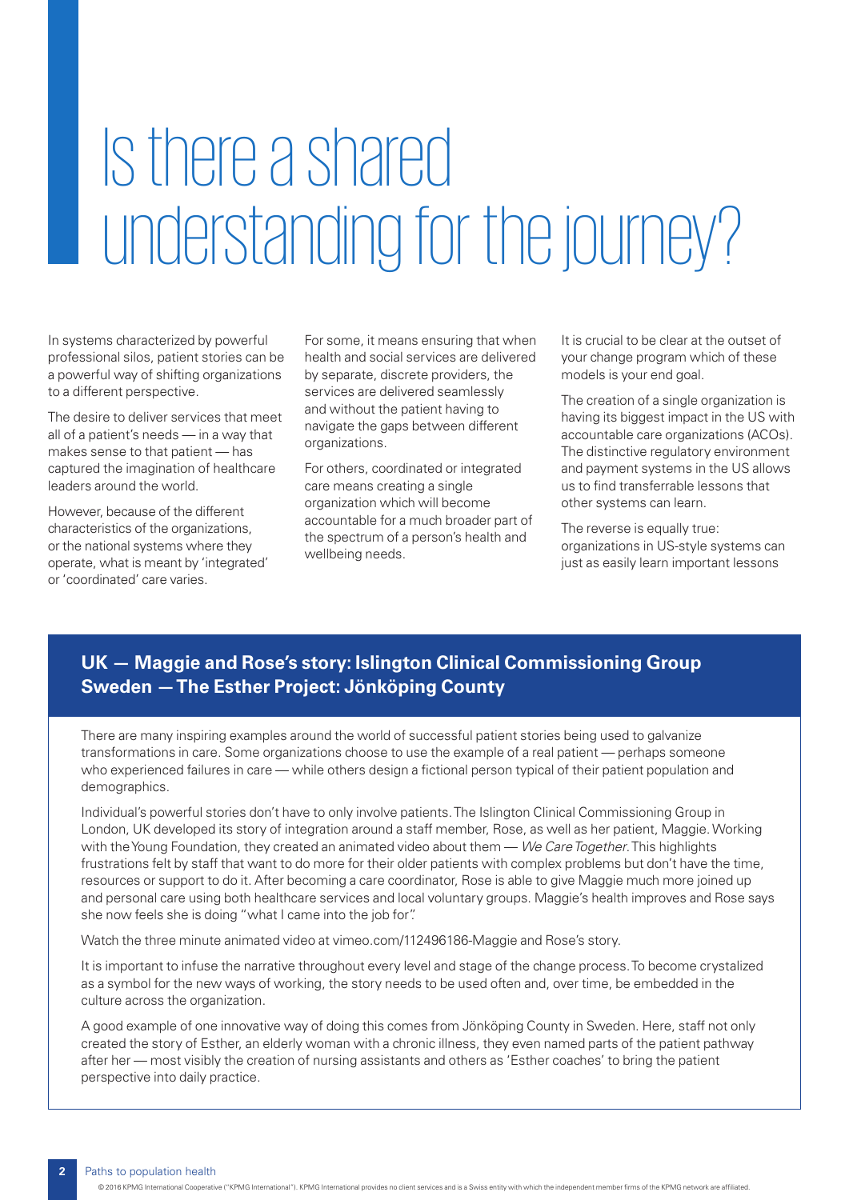# Is there a shared understanding for the journey?

In systems characterized by powerful professional silos, patient stories can be a powerful way of shifting organizations to a different perspective.

The desire to deliver services that meet all of a patient's needs — in a way that makes sense to that patient — has captured the imagination of healthcare leaders around the world.

However, because of the different characteristics of the organizations, or the national systems where they operate, what is meant by 'integrated' or 'coordinated' care varies.

For some, it means ensuring that when health and social services are delivered by separate, discrete providers, the services are delivered seamlessly and without the patient having to navigate the gaps between different organizations.

For others, coordinated or integrated care means creating a single organization which will become accountable for a much broader part of the spectrum of a person's health and wellbeing needs.

It is crucial to be clear at the outset of your change program which of these models is your end goal.

The creation of a single organization is having its biggest impact in the US with accountable care organizations (ACOs). The distinctive regulatory environment and payment systems in the US allows us to find transferrable lessons that other systems can learn.

The reverse is equally true: organizations in US-style systems can just as easily learn important lessons

## UK — Maggie and Rose's story: Islington Clinical Commissioning Group
## Sweden — The Esther Project: Jönköping County

There are many inspiring examples around the world of successful patient stories being used to galvanize transformations in care. Some organizations choose to use the example of a real patient — perhaps someone who experienced failures in care — while others design a fictional person typical of their patient population and demographics.

Individual's powerful stories don't have to only involve patients. The Islington Clinical Commissioning Group in London, UK developed its story of integration around a staff member, Rose, as well as her patient, Maggie. Working with the Young Foundation, they created an animated video about them — *We Care Together*. This highlights frustrations felt by staff that want to do more for their older patients with complex problems but don't have the time, resources or support to do it. After becoming a care coordinator, Rose is able to give Maggie much more joined up and personal care using both healthcare services and local voluntary groups. Maggie's health improves and Rose says she now feels she is doing "what I came into the job for".

Watch the three minute animated video at vimeo.com/112496186-Maggie and Rose's story.

It is important to infuse the narrative throughout every level and stage of the change process. To become crystalized as a symbol for the new ways of working, the story needs to be used often and, over time, be embedded in the culture across the organization.

A good example of one innovative way of doing this comes from Jönköping County in Sweden. Here, staff not only created the story of Esther, an elderly woman with a chronic illness, they even named parts of the patient pathway after her — most visibly the creation of nursing assistants and others as 'Esther coaches' to bring the patient perspective into daily practice.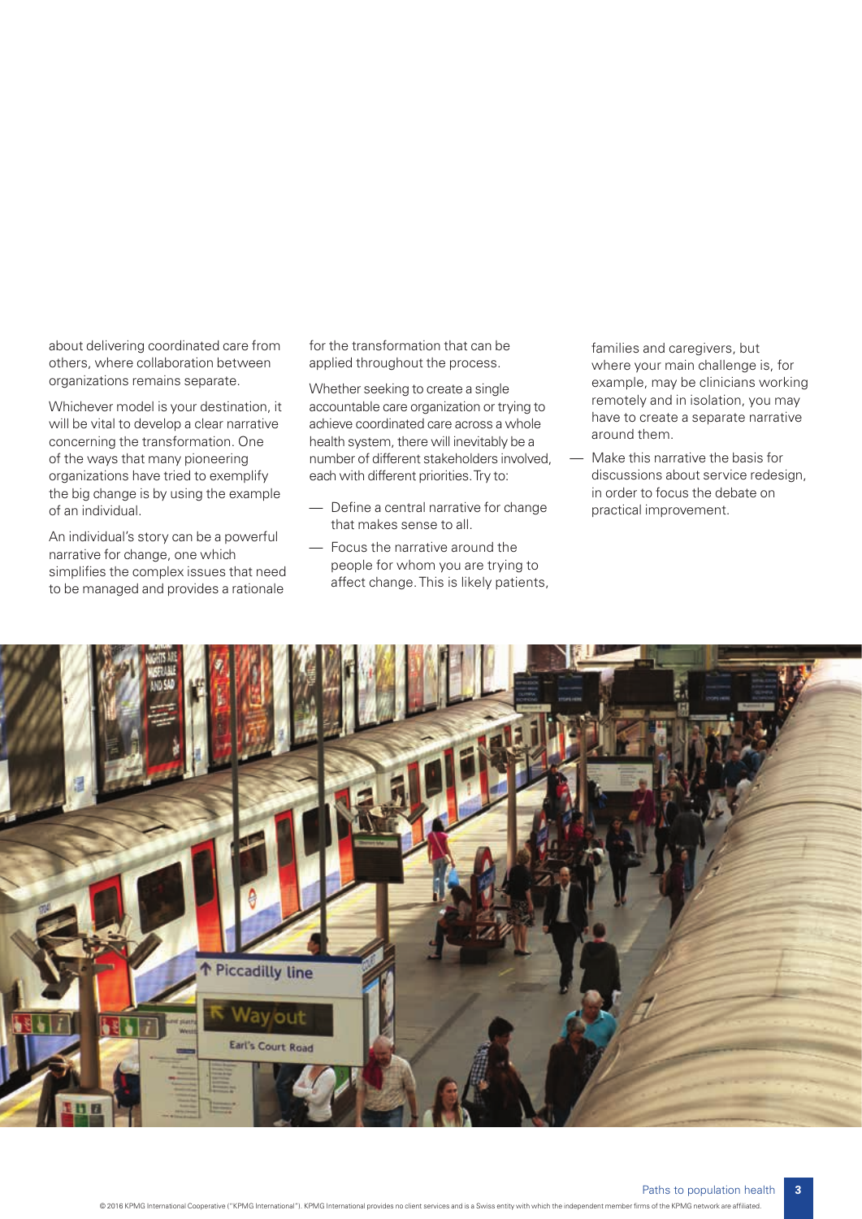about delivering coordinated care from others, where collaboration between organizations remains separate.

Whichever model is your destination, it will be vital to develop a clear narrative concerning the transformation. One of the ways that many pioneering organizations have tried to exemplify the big change is by using the example of an individual.

An individual's story can be a powerful narrative for change, one which simplifies the complex issues that need to be managed and provides a rationale for the transformation that can be applied throughout the process.

Whether seeking to create a single accountable care organization or trying to achieve coordinated care across a whole health system, there will inevitably be a number of different stakeholders involved, each with different priorities. Try to:

- Define a central narrative for change that makes sense to all.
- Focus the narrative around the people for whom you are trying to affect change. This is likely patients, families and caregivers, but where your main challenge is, for example, may be clinicians working remotely and in isolation, you may have to create a separate narrative around them.
- Make this narrative the basis for discussions about service redesign, in order to focus the debate on practical improvement.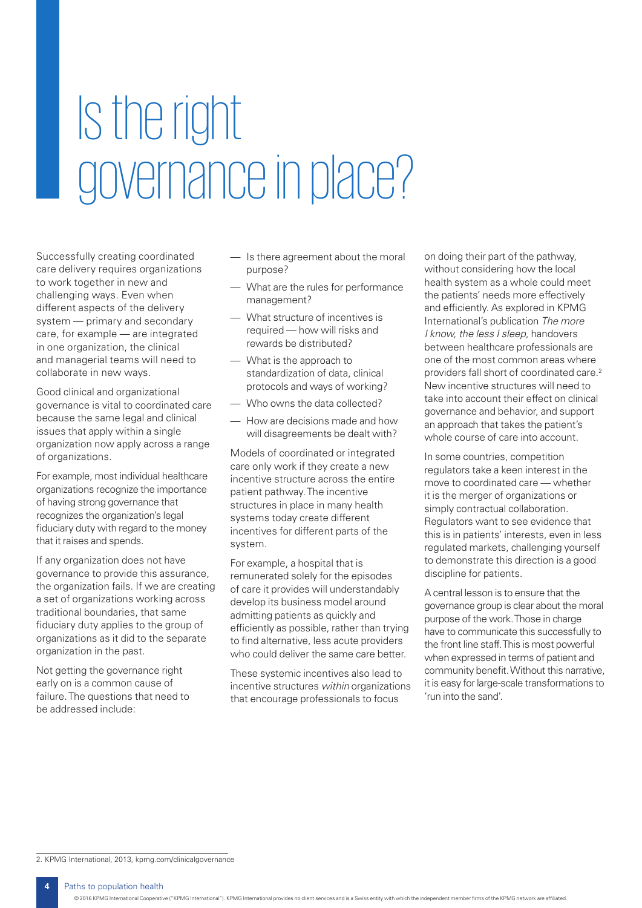# Is the right governance in place?

Successfully creating coordinated care delivery requires organizations to work together in new and challenging ways. Even when different aspects of the delivery system — primary and secondary care, for example — are integrated in one organization, the clinical and managerial teams will need to collaborate in new ways.

Good clinical and organizational governance is vital to coordinated care because the same legal and clinical issues that apply within a single organization now apply across a range of organizations.

For example, most individual healthcare organizations recognize the importance of having strong governance that recognizes the organization's legal fiduciary duty with regard to the money that it raises and spends.

If any organization does not have governance to provide this assurance, the organization fails. If we are creating a set of organizations working across traditional boundaries, that same fiduciary duty applies to the group of organizations as it did to the separate organization in the past.

Not getting the governance right early on is a common cause of failure. The questions that need to be addressed include:

- Is there agreement about the moral purpose?
- What are the rules for performance management?
- What structure of incentives is required — how will risks and rewards be distributed?
- What is the approach to standardization of data, clinical protocols and ways of working?
- Who owns the data collected?
- How are decisions made and how will disagreements be dealt with?

Models of coordinated or integrated care only work if they create a new incentive structure across the entire patient pathway. The incentive structures in place in many health systems today create different incentives for different parts of the system.

For example, a hospital that is remunerated solely for the episodes of care it provides will understandably develop its business model around admitting patients as quickly and efficiently as possible, rather than trying to find alternative, less acute providers who could deliver the same care better.

These systemic incentives also lead to incentive structures *within* organizations that encourage professionals to focus on doing their part of the pathway, without considering how the local health system as a whole could meet the patients' needs more effectively and efficiently. As explored in KPMG International's publication *The more I know, the less I sleep*, handovers between healthcare professionals are one of the most common areas where providers fall short of coordinated care.[2] New incentive structures will need to take into account their effect on clinical governance and behavior, and support an approach that takes the patient's whole course of care into account.

In some countries, competition regulators take a keen interest in the move to coordinated care — whether it is the merger of organizations or simply contractual collaboration. Regulators want to see evidence that this is in patients' interests, even in less regulated markets, challenging yourself to demonstrate this direction is a good discipline for patients.

A central lesson is to ensure that the governance group is clear about the moral purpose of the work. Those in charge have to communicate this successfully to the front line staff. This is most powerful when expressed in terms of patient and community benefit. Without this narrative, it is easy for large-scale transformations to 'run into the sand'.

2. KPMG International, 2013, kpmg.com/clinicalgovernance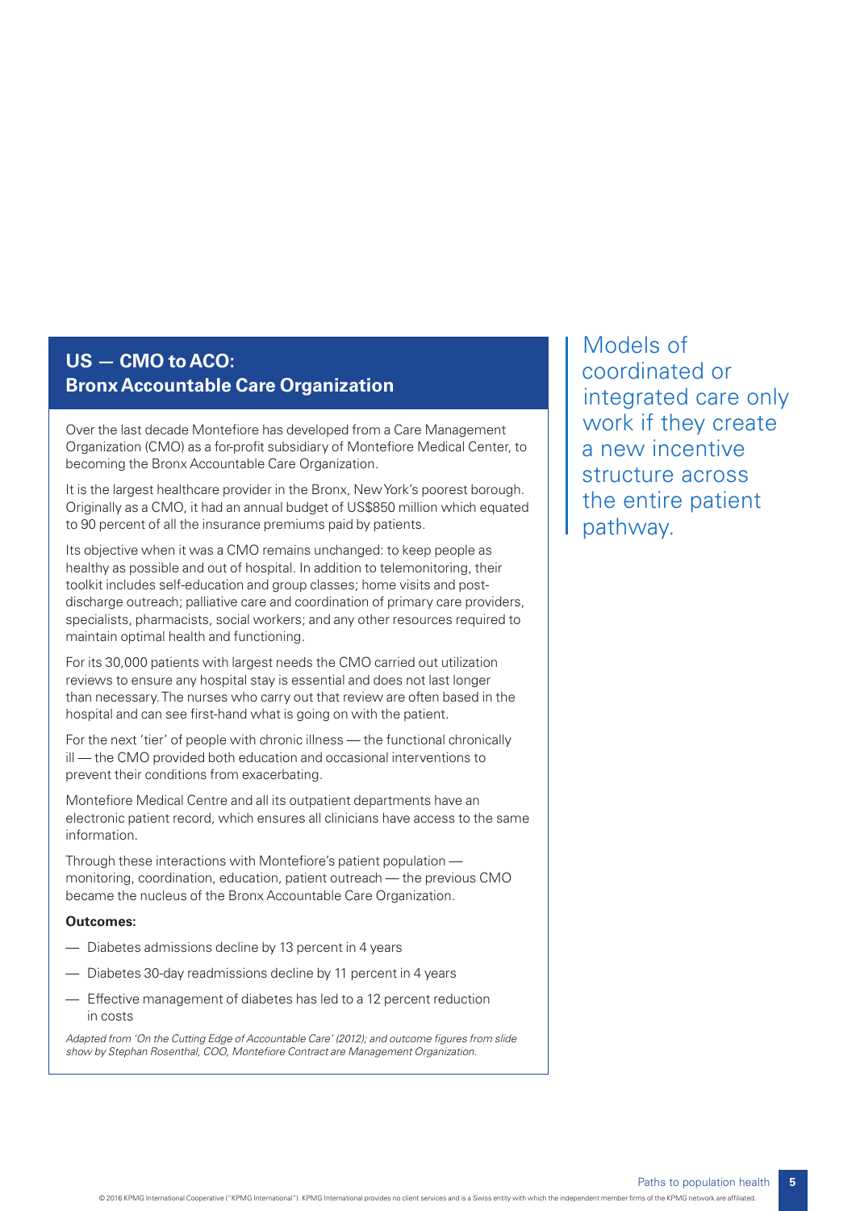## US — CMO to ACO: Bronx Accountable Care Organization

Over the last decade Montefiore has developed from a Care Management Organization (CMO) as a for-profit subsidiary of Montefiore Medical Center, to becoming the Bronx Accountable Care Organization.

It is the largest healthcare provider in the Bronx, New York's poorest borough. Originally as a CMO, it had an annual budget of US$850 million which equated to 90 percent of all the insurance premiums paid by patients.

Its objective when it was a CMO remains unchanged: to keep people as healthy as possible and out of hospital. In addition to telemonitoring, their toolkit includes self-education and group classes; home visits and post-discharge outreach; palliative care and coordination of primary care providers, specialists, pharmacists, social workers; and any other resources required to maintain optimal health and functioning.

For its 30,000 patients with largest needs the CMO carried out utilization reviews to ensure any hospital stay is essential and does not last longer than necessary. The nurses who carry out that review are often based in the hospital and can see first-hand what is going on with the patient.

For the next 'tier' of people with chronic illness — the functional chronically ill — the CMO provided both education and occasional interventions to prevent their conditions from exacerbating.

Montefiore Medical Centre and all its outpatient departments have an electronic patient record, which ensures all clinicians have access to the same information.

Through these interactions with Montefiore's patient population — monitoring, coordination, education, patient outreach — the previous CMO became the nucleus of the Bronx Accountable Care Organization.

**Outcomes:**

- Diabetes admissions decline by 13 percent in 4 years
- Diabetes 30-day readmissions decline by 11 percent in 4 years
- Effective management of diabetes has led to a 12 percent reduction in costs

*Adapted from 'On the Cutting Edge of Accountable Care' (2012); and outcome figures from slide show by Stephan Rosenthal, COO, Montefiore Contract are Management Organization.*

> Models of coordinated or integrated care only work if they create a new incentive structure across the entire patient pathway.

© 2016 KPMG International Cooperative ("KPMG International"). KPMG International provides no client services and is a Swiss entity with which the independent member firms of the KPMG network are affiliated.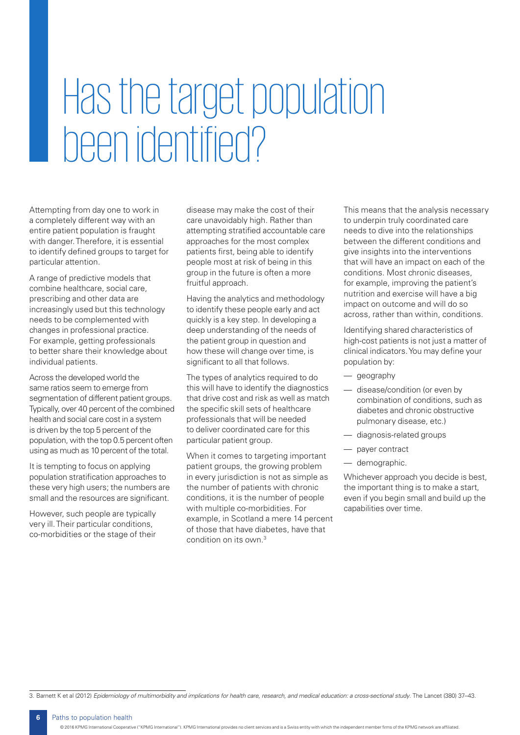# Has the target population been identified?

Attempting from day one to work in a completely different way with an entire patient population is fraught with danger. Therefore, it is essential to identify defined groups to target for particular attention.

A range of predictive models that combine healthcare, social care, prescribing and other data are increasingly used but this technology needs to be complemented with changes in professional practice. For example, getting professionals to better share their knowledge about individual patients.

Across the developed world the same ratios seem to emerge from segmentation of different patient groups. Typically, over 40 percent of the combined health and social care cost in a system is driven by the top 5 percent of the population, with the top 0.5 percent often using as much as 10 percent of the total.

It is tempting to focus on applying population stratification approaches to these very high users; the numbers are small and the resources are significant.

However, such people are typically very ill. Their particular conditions, co-morbidities or the stage of their disease may make the cost of their care unavoidably high. Rather than attempting stratified accountable care approaches for the most complex patients first, being able to identify people most at risk of being in this group in the future is often a more fruitful approach.

Having the analytics and methodology to identify these people early and act quickly is a key step. In developing a deep understanding of the needs of the patient group in question and how these will change over time, is significant to all that follows.

The types of analytics required to do this will have to identify the diagnostics that drive cost and risk as well as match the specific skill sets of healthcare professionals that will be needed to deliver coordinated care for this particular patient group.

When it comes to targeting important patient groups, the growing problem in every jurisdiction is not as simple as the number of patients with chronic conditions, it is the number of people with multiple co-morbidities. For example, in Scotland a mere 14 percent of those that have diabetes, have that condition on its own.[3]

This means that the analysis necessary to underpin truly coordinated care needs to dive into the relationships between the different conditions and give insights into the interventions that will have an impact on each of the conditions. Most chronic diseases, for example, improving the patient's nutrition and exercise will have a big impact on outcome and will do so across, rather than within, conditions.

Identifying shared characteristics of high-cost patients is not just a matter of clinical indicators. You may define your population by:

- geography
- disease/condition (or even by combination of conditions, such as diabetes and chronic obstructive pulmonary disease, etc.)
- diagnosis-related groups
- payer contract
- demographic.

Whichever approach you decide is best, the important thing is to make a start, even if you begin small and build up the capabilities over time.

3. Barnett K et al (2012) *Epidemiology of multimorbidity and implications for health care, research, and medical education: a cross-sectional study.* The Lancet (380) 37–43.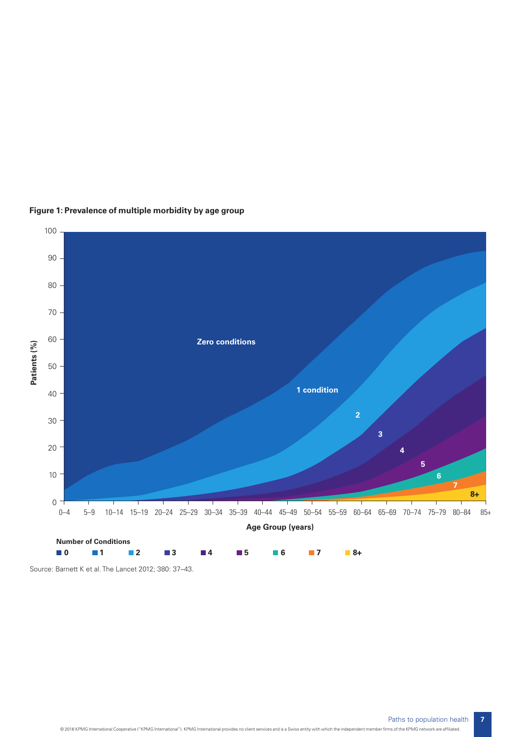**Figure 1: Prevalence of multiple morbidity by age group**

Patients (%)

100
90
80
70
60
50
40
30
20
10
0

Zero conditions

1 condition

2

3

4

5

6

7

8+

0–4 5–9 10–14 15–19 20–24 25–29 30–34 35–39 40–44 45–49 50–54 55–59 60–64 65–69 70–74 75–79 80–84 85+

Age Group (years)

**Number of Conditions**

**0** **1** **2** **3** **4** **5** **6** **7** **8+**

Source: Barnett K et al. The Lancet 2012; 380: 37–43.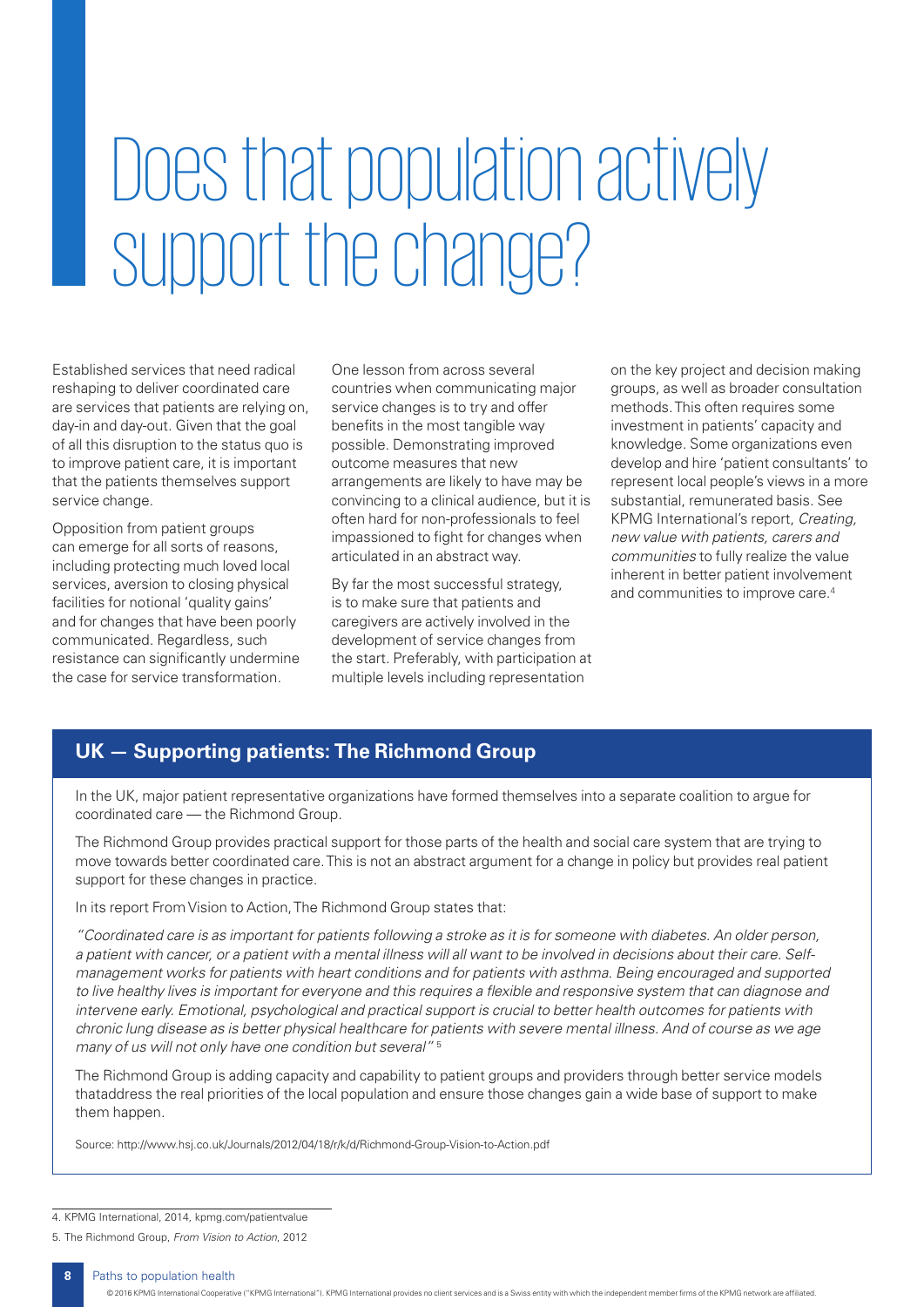# Does that population actively support the change?

Established services that need radical reshaping to deliver coordinated care are services that patients are relying on, day-in and day-out. Given that the goal of all this disruption to the status quo is to improve patient care, it is important that the patients themselves support service change.

Opposition from patient groups can emerge for all sorts of reasons, including protecting much loved local services, aversion to closing physical facilities for notional 'quality gains' and for changes that have been poorly communicated. Regardless, such resistance can significantly undermine the case for service transformation.

One lesson from across several countries when communicating major service changes is to try and offer benefits in the most tangible way possible. Demonstrating improved outcome measures that new arrangements are likely to have may be convincing to a clinical audience, but it is often hard for non-professionals to feel impassioned to fight for changes when articulated in an abstract way.

By far the most successful strategy, is to make sure that patients and caregivers are actively involved in the development of service changes from the start. Preferably, with participation at multiple levels including representation on the key project and decision making groups, as well as broader consultation methods. This often requires some investment in patients' capacity and knowledge. Some organizations even develop and hire 'patient consultants' to represent local people's views in a more substantial, remunerated basis. See KPMG International's report, *Creating, new value with patients, carers and communities* to fully realize the value inherent in better patient involvement and communities to improve care.[4]

## UK — Supporting patients: The Richmond Group

In the UK, major patient representative organizations have formed themselves into a separate coalition to argue for coordinated care — the Richmond Group.

The Richmond Group provides practical support for those parts of the health and social care system that are trying to move towards better coordinated care. This is not an abstract argument for a change in policy but provides real patient support for these changes in practice.

In its report From Vision to Action, The Richmond Group states that:

*"Coordinated care is as important for patients following a stroke as it is for someone with diabetes. An older person, a patient with cancer, or a patient with a mental illness will all want to be involved in decisions about their care. Self-management works for patients with heart conditions and for patients with asthma. Being encouraged and supported to live healthy lives is important for everyone and this requires a flexible and responsive system that can diagnose and intervene early. Emotional, psychological and practical support is crucial to better health outcomes for patients with chronic lung disease as is better physical healthcare for patients with severe mental illness. And of course as we age many of us will not only have one condition but several"* [5]

The Richmond Group is adding capacity and capability to patient groups and providers through better service models thataddress the real priorities of the local population and ensure those changes gain a wide base of support to make them happen.

Source: http://www.hsj.co.uk/Journals/2012/04/18/r/k/d/Richmond-Group-Vision-to-Action.pdf

4. KPMG International, 2014, kpmg.com/patientvalue

5. The Richmond Group, *From Vision to Action*, 2012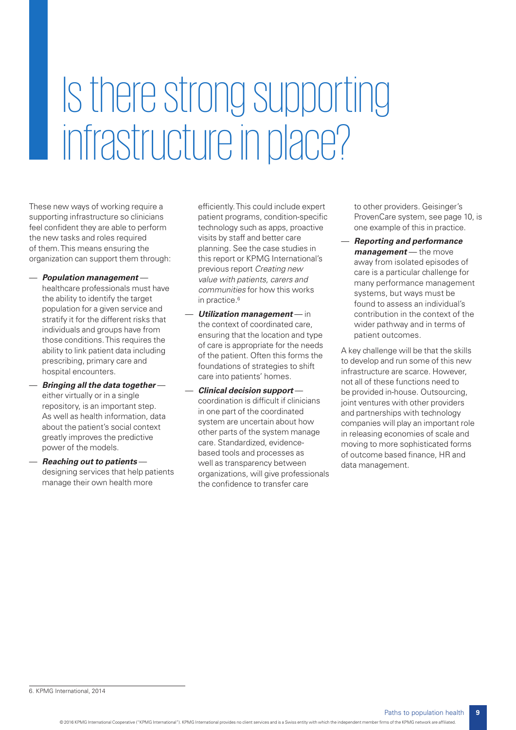# Is there strong supporting infrastructure in place?

These new ways of working require a supporting infrastructure so clinicians feel confident they are able to perform the new tasks and roles required of them. This means ensuring the organization can support them through:

- ***Population management*** — healthcare professionals must have the ability to identify the target population for a given service and stratify it for the different risks that individuals and groups have from those conditions. This requires the ability to link patient data including prescribing, primary care and hospital encounters.
- ***Bringing all the data together*** — either virtually or in a single repository, is an important step. As well as health information, data about the patient's social context greatly improves the predictive power of the models.
- ***Reaching out to patients*** — designing services that help patients manage their own health more efficiently. This could include expert patient programs, condition-specific technology such as apps, proactive visits by staff and better care planning. See the case studies in this report or KPMG International's previous report *Creating new value with patients, carers and communities* for how this works in practice.[6]
- ***Utilization management*** — in the context of coordinated care, ensuring that the location and type of care is appropriate for the needs of the patient. Often this forms the foundations of strategies to shift care into patients' homes.
- ***Clinical decision support*** — coordination is difficult if clinicians in one part of the coordinated system are uncertain about how other parts of the system manage care. Standardized, evidence-based tools and processes as well as transparency between organizations, will give professionals the confidence to transfer care to other providers. Geisinger's ProvenCare system, see page 10, is one example of this in practice.
- ***Reporting and performance management*** — the move away from isolated episodes of care is a particular challenge for many performance management systems, but ways must be found to assess an individual's contribution in the context of the wider pathway and in terms of patient outcomes.

A key challenge will be that the skills to develop and run some of this new infrastructure are scarce. However, not all of these functions need to be provided in-house. Outsourcing, joint ventures with other providers and partnerships with technology companies will play an important role in releasing economies of scale and moving to more sophisticated forms of outcome based finance, HR and data management.

6. KPMG International, 2014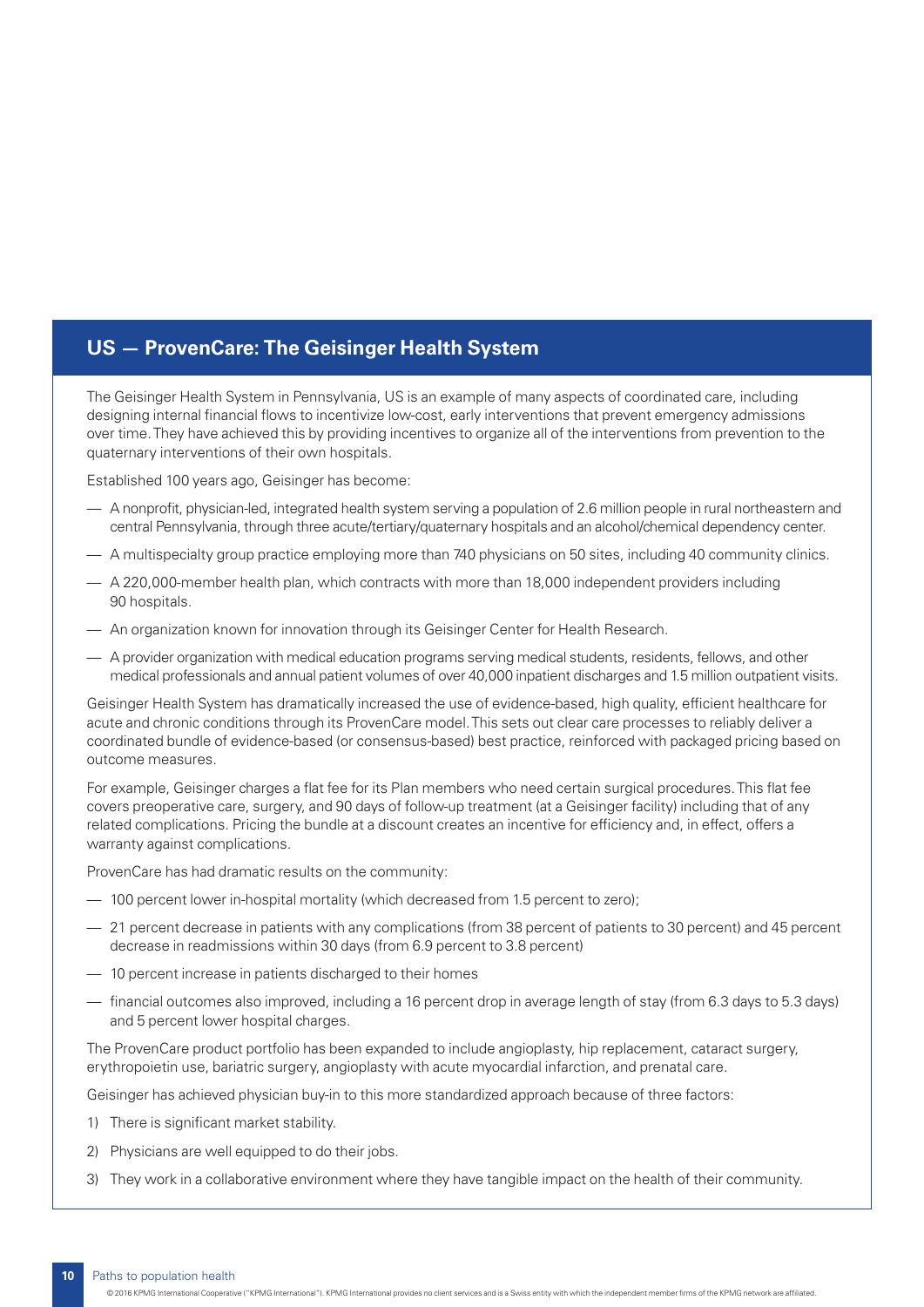## US — ProvenCare: The Geisinger Health System

The Geisinger Health System in Pennsylvania, US is an example of many aspects of coordinated care, including designing internal financial flows to incentivize low-cost, early interventions that prevent emergency admissions over time. They have achieved this by providing incentives to organize all of the interventions from prevention to the quaternary interventions of their own hospitals.

Established 100 years ago, Geisinger has become:

- A nonprofit, physician-led, integrated health system serving a population of 2.6 million people in rural northeastern and central Pennsylvania, through three acute/tertiary/quaternary hospitals and an alcohol/chemical dependency center.
- A multispecialty group practice employing more than 740 physicians on 50 sites, including 40 community clinics.
- A 220,000-member health plan, which contracts with more than 18,000 independent providers including 90 hospitals.
- An organization known for innovation through its Geisinger Center for Health Research.
- A provider organization with medical education programs serving medical students, residents, fellows, and other medical professionals and annual patient volumes of over 40,000 inpatient discharges and 1.5 million outpatient visits.

Geisinger Health System has dramatically increased the use of evidence-based, high quality, efficient healthcare for acute and chronic conditions through its ProvenCare model. This sets out clear care processes to reliably deliver a coordinated bundle of evidence-based (or consensus-based) best practice, reinforced with packaged pricing based on outcome measures.

For example, Geisinger charges a flat fee for its Plan members who need certain surgical procedures. This flat fee covers preoperative care, surgery, and 90 days of follow-up treatment (at a Geisinger facility) including that of any related complications. Pricing the bundle at a discount creates an incentive for efficiency and, in effect, offers a warranty against complications.

ProvenCare has had dramatic results on the community:

- 100 percent lower in-hospital mortality (which decreased from 1.5 percent to zero);
- 21 percent decrease in patients with any complications (from 38 percent of patients to 30 percent) and 45 percent decrease in readmissions within 30 days (from 6.9 percent to 3.8 percent)
- 10 percent increase in patients discharged to their homes
- financial outcomes also improved, including a 16 percent drop in average length of stay (from 6.3 days to 5.3 days) and 5 percent lower hospital charges.

The ProvenCare product portfolio has been expanded to include angioplasty, hip replacement, cataract surgery, erythropoietin use, bariatric surgery, angioplasty with acute myocardial infarction, and prenatal care.

Geisinger has achieved physician buy-in to this more standardized approach because of three factors:

1) There is significant market stability.
2) Physicians are well equipped to do their jobs.
3) They work in a collaborative environment where they have tangible impact on the health of their community.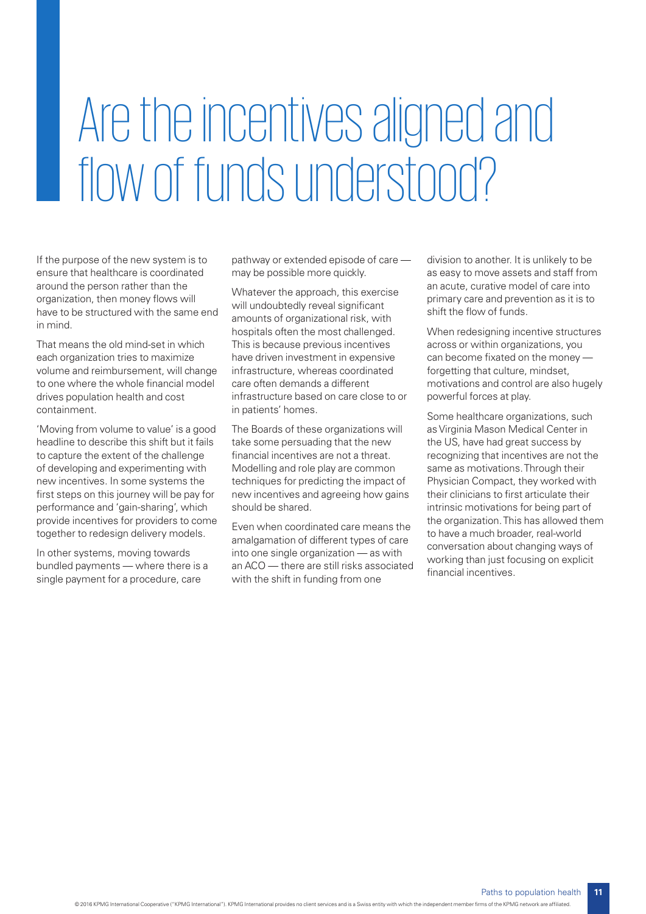# Are the incentives aligned and flow of funds understood?

If the purpose of the new system is to ensure that healthcare is coordinated around the person rather than the organization, then money flows will have to be structured with the same end in mind.

That means the old mind-set in which each organization tries to maximize volume and reimbursement, will change to one where the whole financial model drives population health and cost containment.

'Moving from volume to value' is a good headline to describe this shift but it fails to capture the extent of the challenge of developing and experimenting with new incentives. In some systems the first steps on this journey will be pay for performance and 'gain-sharing', which provide incentives for providers to come together to redesign delivery models.

In other systems, moving towards bundled payments — where there is a single payment for a procedure, care pathway or extended episode of care — may be possible more quickly.

Whatever the approach, this exercise will undoubtedly reveal significant amounts of organizational risk, with hospitals often the most challenged. This is because previous incentives have driven investment in expensive infrastructure, whereas coordinated care often demands a different infrastructure based on care close to or in patients' homes.

The Boards of these organizations will take some persuading that the new financial incentives are not a threat. Modelling and role play are common techniques for predicting the impact of new incentives and agreeing how gains should be shared.

Even when coordinated care means the amalgamation of different types of care into one single organization — as with an ACO — there are still risks associated with the shift in funding from one division to another. It is unlikely to be as easy to move assets and staff from an acute, curative model of care into primary care and prevention as it is to shift the flow of funds.

When redesigning incentive structures across or within organizations, you can become fixated on the money — forgetting that culture, mindset, motivations and control are also hugely powerful forces at play.

Some healthcare organizations, such as Virginia Mason Medical Center in the US, have had great success by recognizing that incentives are not the same as motivations. Through their Physician Compact, they worked with their clinicians to first articulate their intrinsic motivations for being part of the organization. This has allowed them to have a much broader, real-world conversation about changing ways of working than just focusing on explicit financial incentives.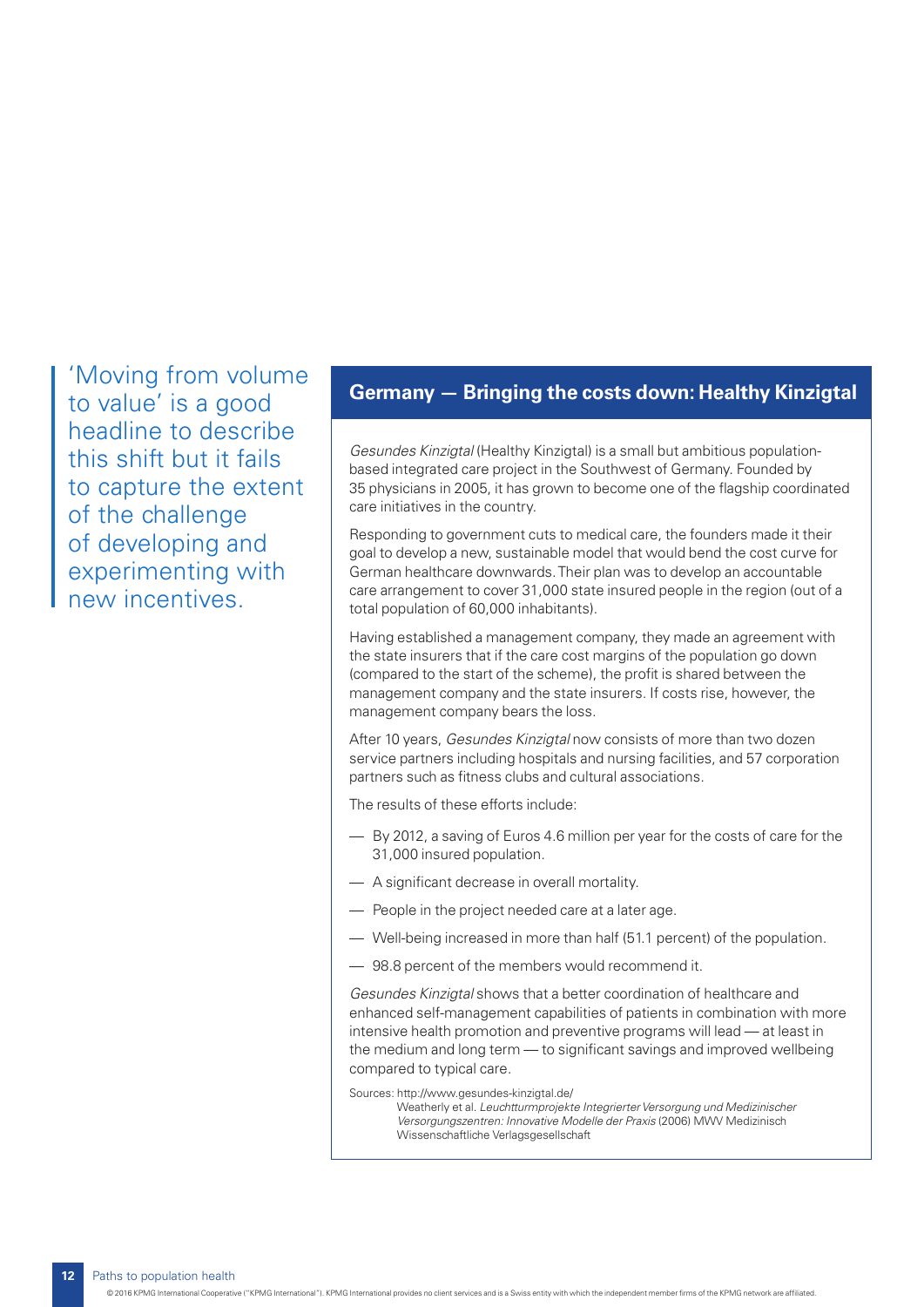'Moving from volume to value' is a good headline to describe this shift but it fails to capture the extent of the challenge of developing and experimenting with new incentives.

## Germany — Bringing the costs down: Healthy Kinzigtal

*Gesundes Kinzigtal* (Healthy Kinzigtal) is a small but ambitious population-based integrated care project in the Southwest of Germany. Founded by 35 physicians in 2005, it has grown to become one of the flagship coordinated care initiatives in the country.

Responding to government cuts to medical care, the founders made it their goal to develop a new, sustainable model that would bend the cost curve for German healthcare downwards. Their plan was to develop an accountable care arrangement to cover 31,000 state insured people in the region (out of a total population of 60,000 inhabitants).

Having established a management company, they made an agreement with the state insurers that if the care cost margins of the population go down (compared to the start of the scheme), the profit is shared between the management company and the state insurers. If costs rise, however, the management company bears the loss.

After 10 years, *Gesundes Kinzigtal* now consists of more than two dozen service partners including hospitals and nursing facilities, and 57 corporation partners such as fitness clubs and cultural associations.

The results of these efforts include:

- By 2012, a saving of Euros 4.6 million per year for the costs of care for the 31,000 insured population.
- A significant decrease in overall mortality.
- People in the project needed care at a later age.
- Well-being increased in more than half (51.1 percent) of the population.
- 98.8 percent of the members would recommend it.

*Gesundes Kinzigtal* shows that a better coordination of healthcare and enhanced self-management capabilities of patients in combination with more intensive health promotion and preventive programs will lead — at least in the medium and long term — to significant savings and improved wellbeing compared to typical care.

Sources: http://www.gesundes-kinzigtal.de/
Weatherly et al. *Leuchtturmprojekte Integrierter Versorgung und Medizinischer Versorgungszentren: Innovative Modelle der Praxis* (2006) MWV Medizinisch Wissenschaftliche Verlagsgesellschaft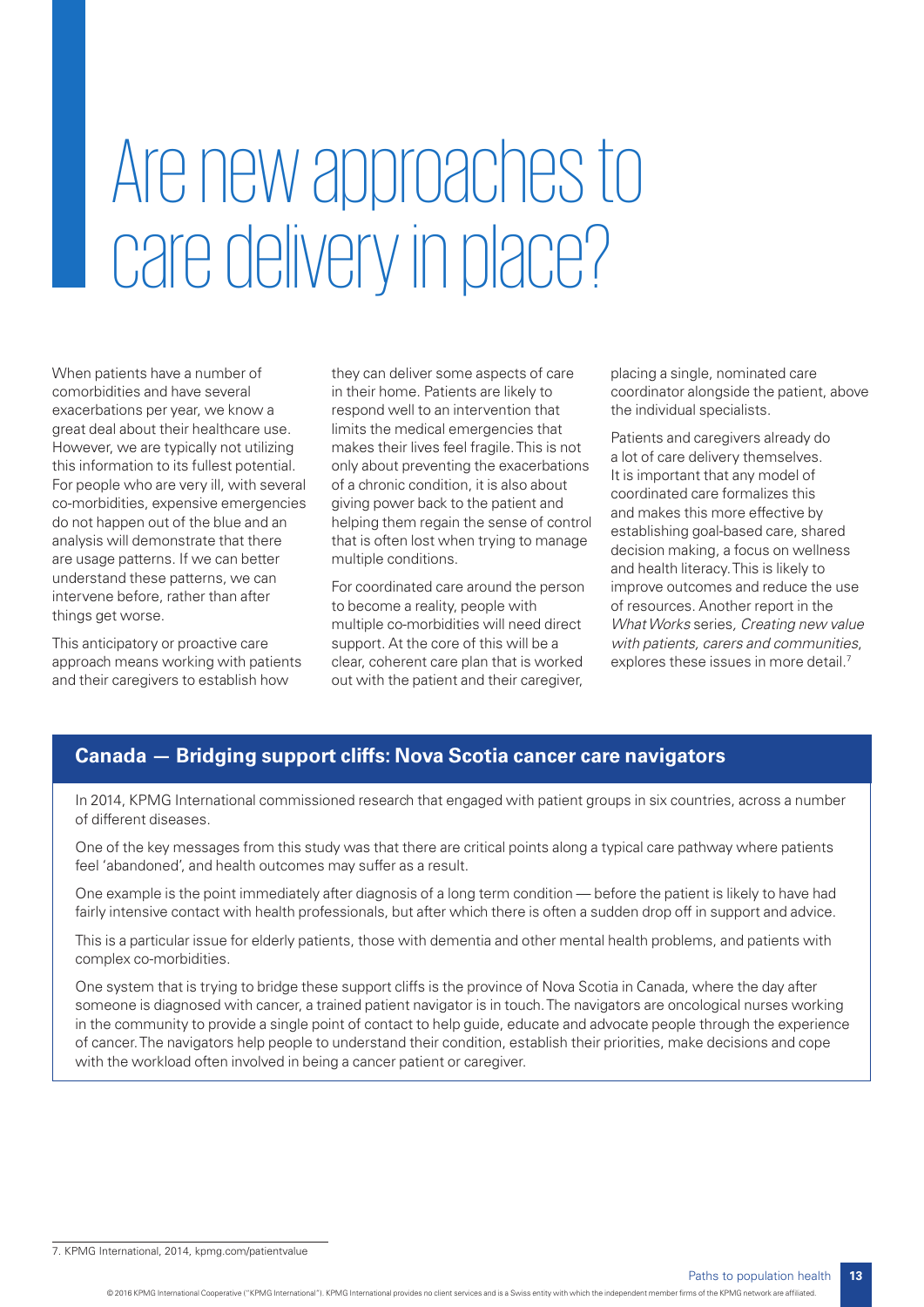# Are new approaches to care delivery in place?

When patients have a number of comorbidities and have several exacerbations per year, we know a great deal about their healthcare use. However, we are typically not utilizing this information to its fullest potential. For people who are very ill, with several co-morbidities, expensive emergencies do not happen out of the blue and an analysis will demonstrate that there are usage patterns. If we can better understand these patterns, we can intervene before, rather than after things get worse.

This anticipatory or proactive care approach means working with patients and their caregivers to establish how they can deliver some aspects of care in their home. Patients are likely to respond well to an intervention that limits the medical emergencies that makes their lives feel fragile. This is not only about preventing the exacerbations of a chronic condition, it is also about giving power back to the patient and helping them regain the sense of control that is often lost when trying to manage multiple conditions.

For coordinated care around the person to become a reality, people with multiple co-morbidities will need direct support. At the core of this will be a clear, coherent care plan that is worked out with the patient and their caregiver, placing a single, nominated care coordinator alongside the patient, above the individual specialists.

Patients and caregivers already do a lot of care delivery themselves. It is important that any model of coordinated care formalizes this and makes this more effective by establishing goal-based care, shared decision making, a focus on wellness and health literacy. This is likely to improve outcomes and reduce the use of resources. Another report in the *What Works* series, *Creating new value with patients, carers and communities*, explores these issues in more detail.[7]

## Canada — Bridging support cliffs: Nova Scotia cancer care navigators

In 2014, KPMG International commissioned research that engaged with patient groups in six countries, across a number of different diseases.

One of the key messages from this study was that there are critical points along a typical care pathway where patients feel 'abandoned', and health outcomes may suffer as a result.

One example is the point immediately after diagnosis of a long term condition — before the patient is likely to have had fairly intensive contact with health professionals, but after which there is often a sudden drop off in support and advice.

This is a particular issue for elderly patients, those with dementia and other mental health problems, and patients with complex co-morbidities.

One system that is trying to bridge these support cliffs is the province of Nova Scotia in Canada, where the day after someone is diagnosed with cancer, a trained patient navigator is in touch. The navigators are oncological nurses working in the community to provide a single point of contact to help guide, educate and advocate people through the experience of cancer. The navigators help people to understand their condition, establish their priorities, make decisions and cope with the workload often involved in being a cancer patient or caregiver.

7. KPMG International, 2014, kpmg.com/patientvalue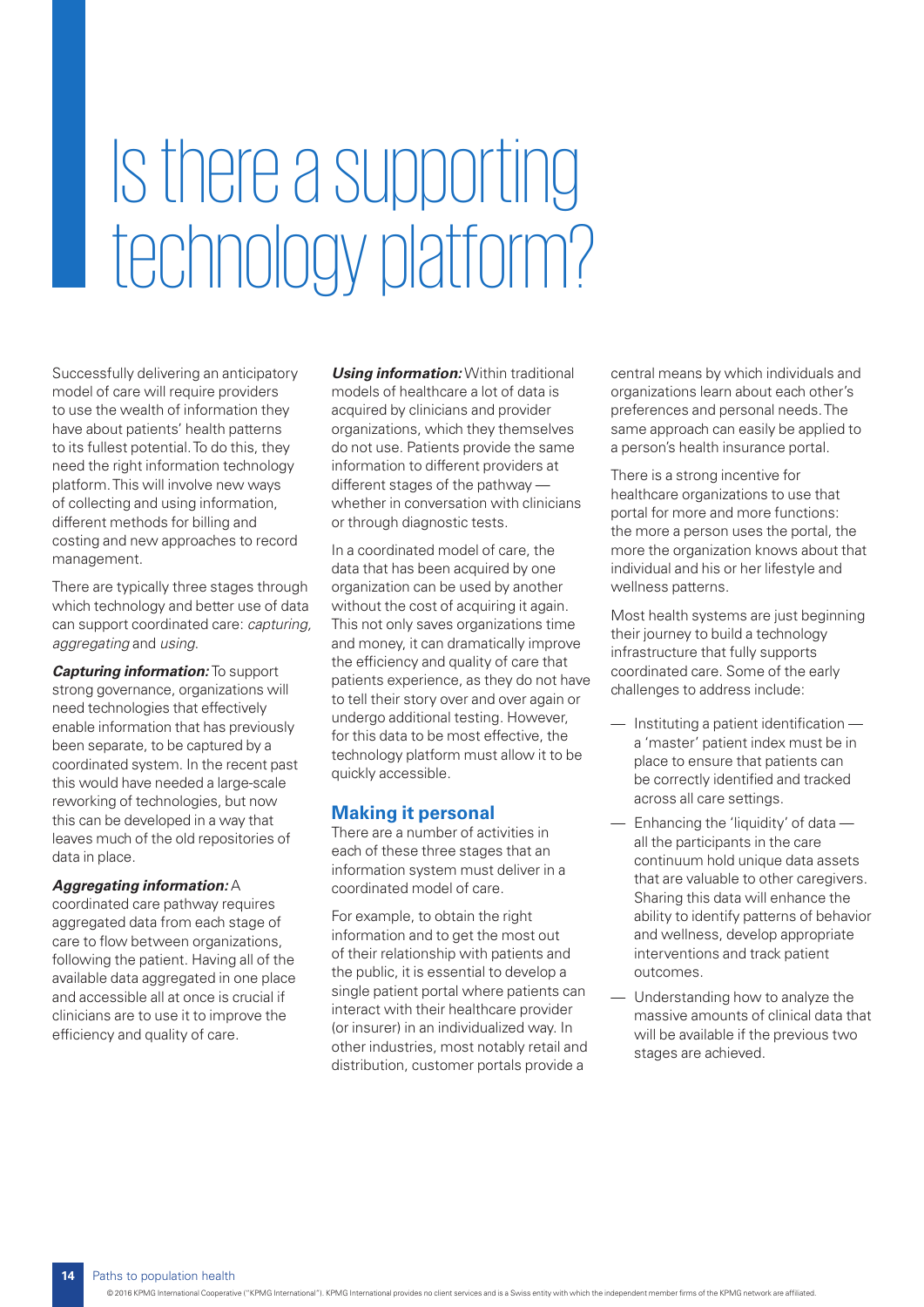# Is there a supporting technology platform?

Successfully delivering an anticipatory model of care will require providers to use the wealth of information they have about patients' health patterns to its fullest potential. To do this, they need the right information technology platform. This will involve new ways of collecting and using information, different methods for billing and costing and new approaches to record management.

There are typically three stages through which technology and better use of data can support coordinated care: *capturing, aggregating* and *using*.

***Capturing information:*** To support strong governance, organizations will need technologies that effectively enable information that has previously been separate, to be captured by a coordinated system. In the recent past this would have needed a large-scale reworking of technologies, but now this can be developed in a way that leaves much of the old repositories of data in place.

***Aggregating information:*** A coordinated care pathway requires aggregated data from each stage of care to flow between organizations, following the patient. Having all of the available data aggregated in one place and accessible all at once is crucial if clinicians are to use it to improve the efficiency and quality of care.

***Using information:*** Within traditional models of healthcare a lot of data is acquired by clinicians and provider organizations, which they themselves do not use. Patients provide the same information to different providers at different stages of the pathway — whether in conversation with clinicians or through diagnostic tests.

In a coordinated model of care, the data that has been acquired by one organization can be used by another without the cost of acquiring it again. This not only saves organizations time and money, it can dramatically improve the efficiency and quality of care that patients experience, as they do not have to tell their story over and over again or undergo additional testing. However, for this data to be most effective, the technology platform must allow it to be quickly accessible.

## Making it personal

There are a number of activities in each of these three stages that an information system must deliver in a coordinated model of care.

For example, to obtain the right information and to get the most out of their relationship with patients and the public, it is essential to develop a single patient portal where patients can interact with their healthcare provider (or insurer) in an individualized way. In other industries, most notably retail and distribution, customer portals provide a central means by which individuals and organizations learn about each other's preferences and personal needs. The same approach can easily be applied to a person's health insurance portal.

There is a strong incentive for healthcare organizations to use that portal for more and more functions: the more a person uses the portal, the more the organization knows about that individual and his or her lifestyle and wellness patterns.

Most health systems are just beginning their journey to build a technology infrastructure that fully supports coordinated care. Some of the early challenges to address include:

- Instituting a patient identification — a 'master' patient index must be in place to ensure that patients can be correctly identified and tracked across all care settings.
- Enhancing the 'liquidity' of data — all the participants in the care continuum hold unique data assets that are valuable to other caregivers. Sharing this data will enhance the ability to identify patterns of behavior and wellness, develop appropriate interventions and track patient outcomes.
- Understanding how to analyze the massive amounts of clinical data that will be available if the previous two stages are achieved.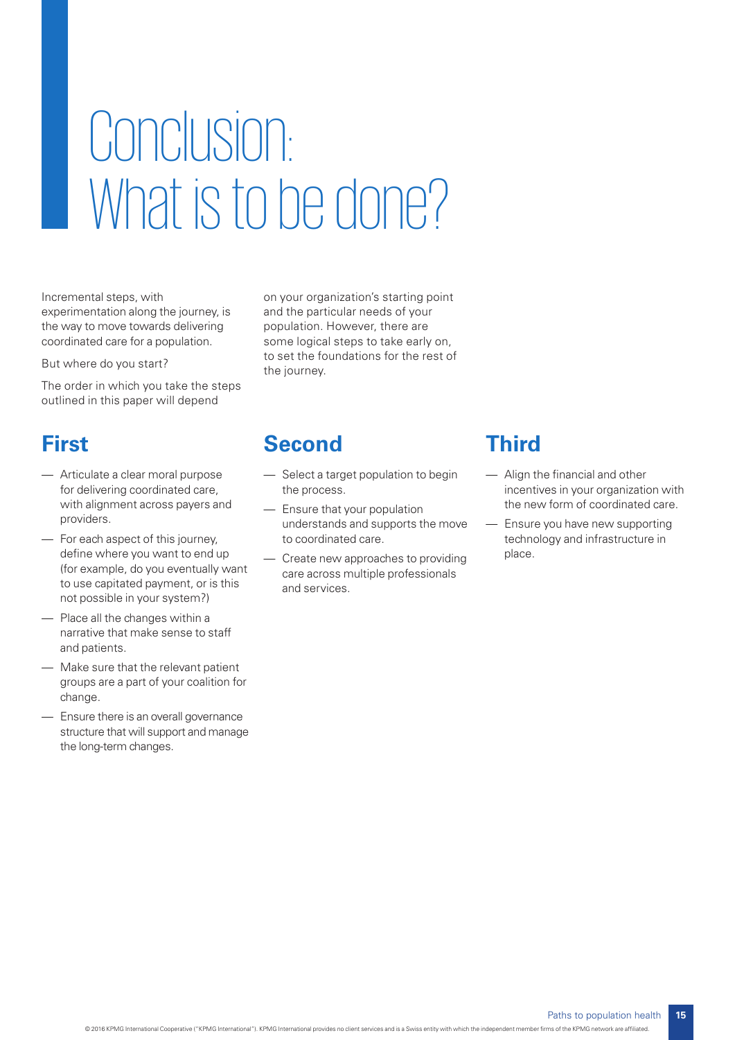# Conclusion: What is to be done?

Incremental steps, with experimentation along the journey, is the way to move towards delivering coordinated care for a population.

But where do you start?

The order in which you take the steps outlined in this paper will depend on your organization's starting point and the particular needs of your population. However, there are some logical steps to take early on, to set the foundations for the rest of the journey.

## First

- Articulate a clear moral purpose for delivering coordinated care, with alignment across payers and providers.
- For each aspect of this journey, define where you want to end up (for example, do you eventually want to use capitated payment, or is this not possible in your system?)
- Place all the changes within a narrative that make sense to staff and patients.
- Make sure that the relevant patient groups are a part of your coalition for change.
- Ensure there is an overall governance structure that will support and manage the long-term changes.

## Second

- Select a target population to begin the process.
- Ensure that your population understands and supports the move to coordinated care.
- Create new approaches to providing care across multiple professionals and services.

## Third

- Align the financial and other incentives in your organization with the new form of coordinated care.
- Ensure you have new supporting technology and infrastructure in place.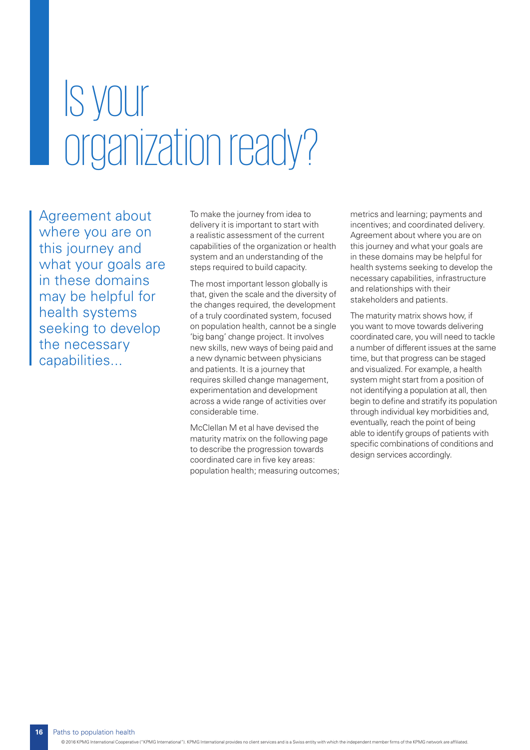# Is your organization ready?

> Agreement about where you are on this journey and what your goals are in these domains may be helpful for health systems seeking to develop the necessary capabilities...

To make the journey from idea to delivery it is important to start with a realistic assessment of the current capabilities of the organization or health system and an understanding of the steps required to build capacity.

The most important lesson globally is that, given the scale and the diversity of the changes required, the development of a truly coordinated system, focused on population health, cannot be a single 'big bang' change project. It involves new skills, new ways of being paid and a new dynamic between physicians and patients. It is a journey that requires skilled change management, experimentation and development across a wide range of activities over considerable time.

McClellan M et al have devised the maturity matrix on the following page to describe the progression towards coordinated care in five key areas: population health; measuring outcomes; metrics and learning; payments and incentives; and coordinated delivery. Agreement about where you are on this journey and what your goals are in these domains may be helpful for health systems seeking to develop the necessary capabilities, infrastructure and relationships with their stakeholders and patients.

The maturity matrix shows how, if you want to move towards delivering coordinated care, you will need to tackle a number of different issues at the same time, but that progress can be staged and visualized. For example, a health system might start from a position of not identifying a population at all, then begin to define and stratify its population through individual key morbidities and, eventually, reach the point of being able to identify groups of patients with specific combinations of conditions and design services accordingly.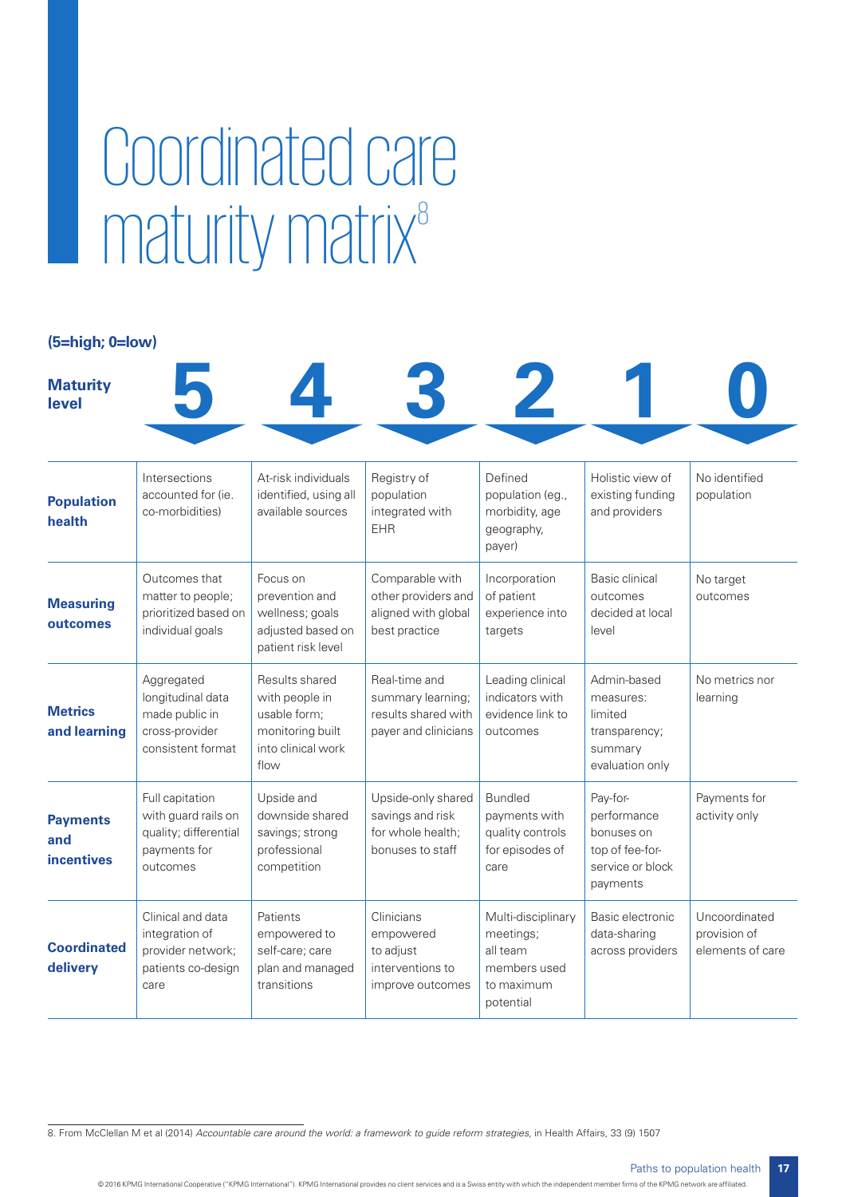# Coordinated care maturity matrix[8]

**(5=high; 0=low)**

| **Maturity level** | **5** | **4** | **3** | **2** | **1** | **0** |
|---|---|---|---|---|---|---|
| **Population health** | Intersections accounted for (ie. co-morbidities) | At-risk individuals identified, using all available sources | Registry of population integrated with EHR | Defined population (eg., morbidity, age geography, payer) | Holistic view of existing funding and providers | No identified population |
| **Measuring outcomes** | Outcomes that matter to people; prioritized based on individual goals | Focus on prevention and wellness; goals adjusted based on patient risk level | Comparable with other providers and aligned with global best practice | Incorporation of patient experience into targets | Basic clinical outcomes decided at local level | No target outcomes |
| **Metrics and learning** | Aggregated longitudinal data made public in cross-provider consistent format | Results shared with people in usable form; monitoring built into clinical work flow | Real-time and summary learning; results shared with payer and clinicians | Leading clinical indicators with evidence link to outcomes | Admin-based measures: limited transparency; summary evaluation only | No metrics nor learning |
| **Payments and incentives** | Full capitation with guard rails on quality; differential payments for outcomes | Upside and downside shared savings; strong professional competition | Upside-only shared savings and risk for whole health; bonuses to staff | Bundled payments with quality controls for episodes of care | Pay-for-performance bonuses on top of fee-for-service or block payments | Payments for activity only |
| **Coordinated delivery** | Clinical and data integration of provider network; patients co-design care | Patients empowered to self-care; care plan and managed transitions | Clinicians empowered to adjust interventions to improve outcomes | Multi-disciplinary meetings; all team members used to maximum potential | Basic electronic data-sharing across providers | Uncoordinated provision of elements of care |

8. From McClellan M et al (2014) *Accountable care around the world: a framework to guide reform strategies*, in Health Affairs, 33 (9) 1507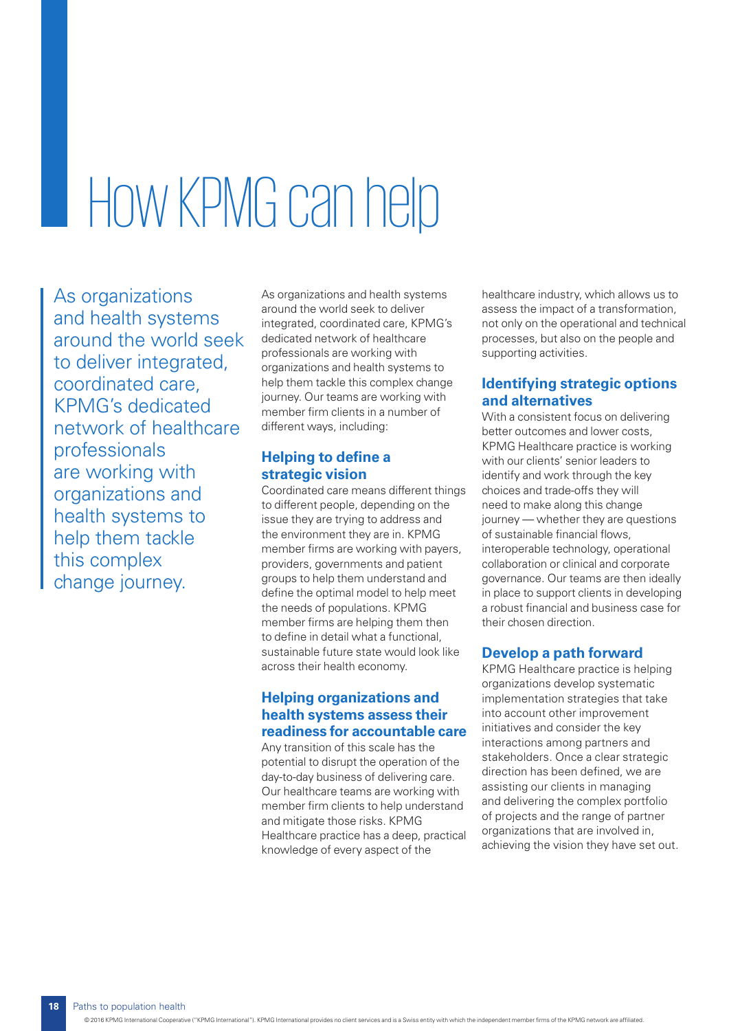# How KPMG can help

As organizations and health systems around the world seek to deliver integrated, coordinated care, KPMG's dedicated network of healthcare professionals are working with organizations and health systems to help them tackle this complex change journey.

As organizations and health systems around the world seek to deliver integrated, coordinated care, KPMG's dedicated network of healthcare professionals are working with organizations and health systems to help them tackle this complex change journey. Our teams are working with member firm clients in a number of different ways, including:

## Helping to define a strategic vision

Coordinated care means different things to different people, depending on the issue they are trying to address and the environment they are in. KPMG member firms are working with payers, providers, governments and patient groups to help them understand and define the optimal model to help meet the needs of populations. KPMG member firms are helping them then to define in detail what a functional, sustainable future state would look like across their health economy.

## Helping organizations and health systems assess their readiness for accountable care

Any transition of this scale has the potential to disrupt the operation of the day-to-day business of delivering care. Our healthcare teams are working with member firm clients to help understand and mitigate those risks. KPMG Healthcare practice has a deep, practical knowledge of every aspect of the healthcare industry, which allows us to assess the impact of a transformation, not only on the operational and technical processes, but also on the people and supporting activities.

## Identifying strategic options and alternatives

With a consistent focus on delivering better outcomes and lower costs, KPMG Healthcare practice is working with our clients' senior leaders to identify and work through the key choices and trade-offs they will need to make along this change journey — whether they are questions of sustainable financial flows, interoperable technology, operational collaboration or clinical and corporate governance. Our teams are then ideally in place to support clients in developing a robust financial and business case for their chosen direction.

## Develop a path forward

KPMG Healthcare practice is helping organizations develop systematic implementation strategies that take into account other improvement initiatives and consider the key interactions among partners and stakeholders. Once a clear strategic direction has been defined, we are assisting our clients in managing and delivering the complex portfolio of projects and the range of partner organizations that are involved in, achieving the vision they have set out.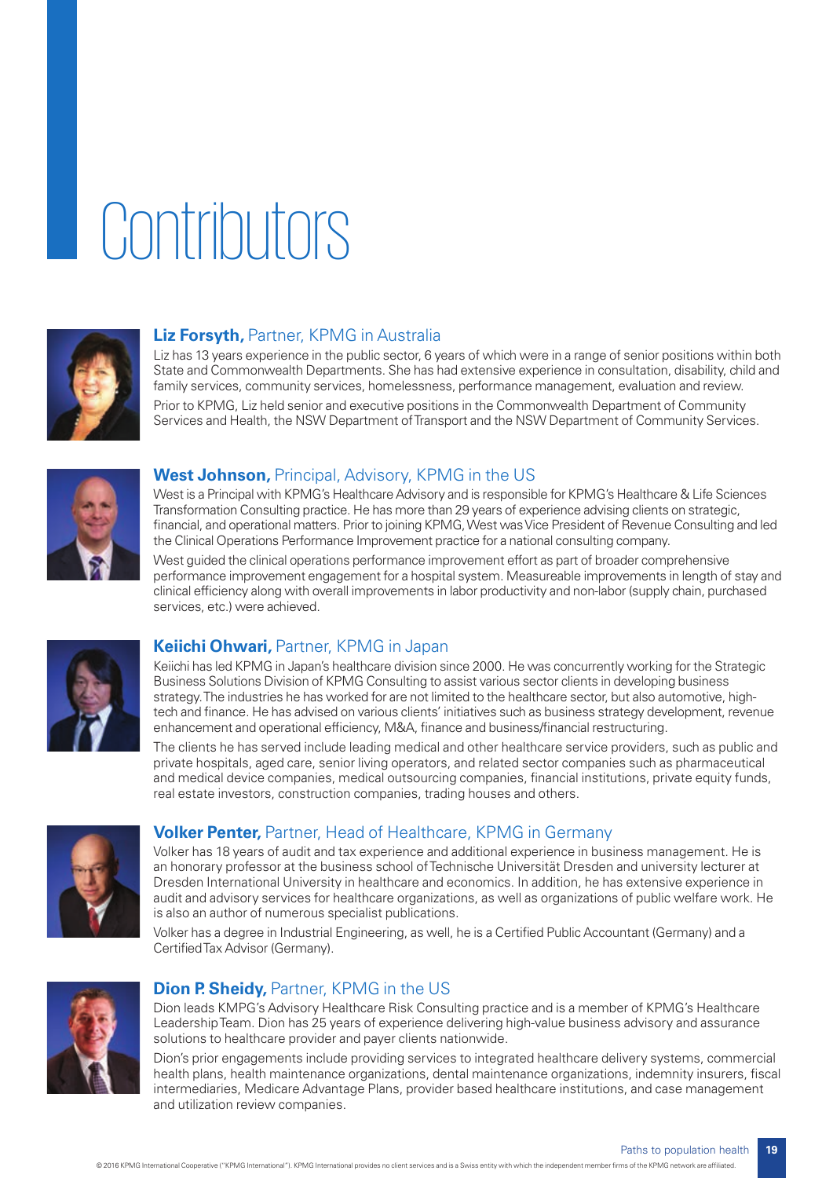# Contributors

**Liz Forsyth,** Partner, KPMG in Australia

Liz has 13 years experience in the public sector, 6 years of which were in a range of senior positions within both State and Commonwealth Departments. She has had extensive experience in consultation, disability, child and family services, community services, homelessness, performance management, evaluation and review.

Prior to KPMG, Liz held senior and executive positions in the Commonwealth Department of Community Services and Health, the NSW Department of Transport and the NSW Department of Community Services.

**West Johnson,** Principal, Advisory, KPMG in the US

West is a Principal with KPMG's Healthcare Advisory and is responsible for KPMG's Healthcare & Life Sciences Transformation Consulting practice. He has more than 29 years of experience advising clients on strategic, financial, and operational matters. Prior to joining KPMG, West was Vice President of Revenue Consulting and led the Clinical Operations Performance Improvement practice for a national consulting company.

West guided the clinical operations performance improvement effort as part of broader comprehensive performance improvement engagement for a hospital system. Measureable improvements in length of stay and clinical efficiency along with overall improvements in labor productivity and non-labor (supply chain, purchased services, etc.) were achieved.

**Keiichi Ohwari,** Partner, KPMG in Japan

Keiichi has led KPMG in Japan's healthcare division since 2000. He was concurrently working for the Strategic Business Solutions Division of KPMG Consulting to assist various sector clients in developing business strategy. The industries he has worked for are not limited to the healthcare sector, but also automotive, high-tech and finance. He has advised on various clients' initiatives such as business strategy development, revenue enhancement and operational efficiency, M&A, finance and business/financial restructuring.

The clients he has served include leading medical and other healthcare service providers, such as public and private hospitals, aged care, senior living operators, and related sector companies such as pharmaceutical and medical device companies, medical outsourcing companies, financial institutions, private equity funds, real estate investors, construction companies, trading houses and others.

**Volker Penter,** Partner, Head of Healthcare, KPMG in Germany

Volker has 18 years of audit and tax experience and additional experience in business management. He is an honorary professor at the business school of Technische Universität Dresden and university lecturer at Dresden International University in healthcare and economics. In addition, he has extensive experience in audit and advisory services for healthcare organizations, as well as organizations of public welfare work. He is also an author of numerous specialist publications.

Volker has a degree in Industrial Engineering, as well, he is a Certified Public Accountant (Germany) and a Certified Tax Advisor (Germany).

**Dion P. Sheidy,** Partner, KPMG in the US

Dion leads KMPG's Advisory Healthcare Risk Consulting practice and is a member of KPMG's Healthcare Leadership Team. Dion has 25 years of experience delivering high-value business advisory and assurance solutions to healthcare provider and payer clients nationwide.

Dion's prior engagements include providing services to integrated healthcare delivery systems, commercial health plans, health maintenance organizations, dental maintenance organizations, indemnity insurers, fiscal intermediaries, Medicare Advantage Plans, provider based healthcare institutions, and case management and utilization review companies.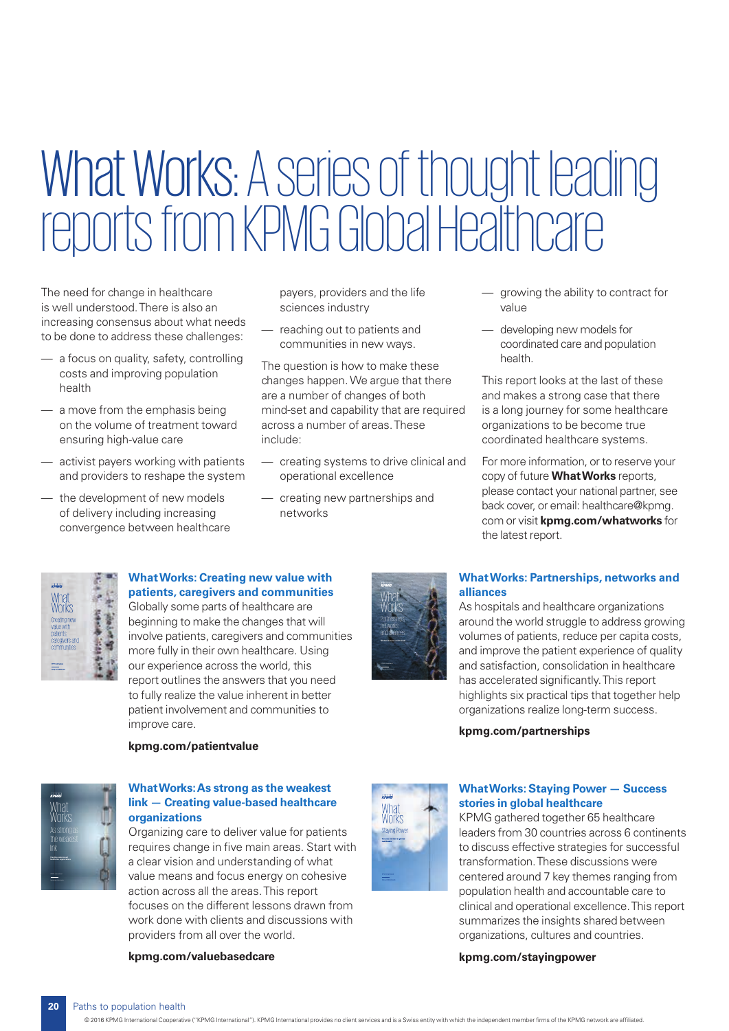# What Works: A series of thought leading reports from KPMG Global Healthcare

The need for change in healthcare is well understood. There is also an increasing consensus about what needs to be done to address these challenges:

- a focus on quality, safety, controlling costs and improving population health
- a move from the emphasis being on the volume of treatment toward ensuring high-value care
- activist payers working with patients and providers to reshape the system
- the development of new models of delivery including increasing convergence between healthcare payers, providers and the life sciences industry
- reaching out to patients and communities in new ways.

The question is how to make these changes happen. We argue that there are a number of changes of both mind-set and capability that are required across a number of areas. These include:

- creating systems to drive clinical and operational excellence
- creating new partnerships and networks
- growing the ability to contract for value
- developing new models for coordinated care and population health.

This report looks at the last of these and makes a strong case that there is a long journey for some healthcare organizations to be become true coordinated healthcare systems.

For more information, or to reserve your copy of future **What Works** reports, please contact your national partner, see back cover, or email: healthcare@kpmg.com or visit **kpmg.com/whatworks** for the latest report.

### What Works: Creating new value with patients, caregivers and communities

Globally some parts of healthcare are beginning to make the changes that will involve patients, caregivers and communities more fully in their own healthcare. Using our experience across the world, this report outlines the answers that you need to fully realize the value inherent in better patient involvement and communities to improve care.

**kpmg.com/patientvalue**

### What Works: Partnerships, networks and alliances

As hospitals and healthcare organizations around the world struggle to address growing volumes of patients, reduce per capita costs, and improve the patient experience of quality and satisfaction, consolidation in healthcare has accelerated significantly. This report highlights six practical tips that together help organizations realize long-term success.

**kpmg.com/partnerships**

### What Works: As strong as the weakest link — Creating value-based healthcare organizations

Organizing care to deliver value for patients requires change in five main areas. Start with a clear vision and understanding of what value means and focus energy on cohesive action across all the areas. This report focuses on the different lessons drawn from work done with clients and discussions with providers from all over the world.

**kpmg.com/valuebasedcare**

### What Works: Staying Power — Success stories in global healthcare

KPMG gathered together 65 healthcare leaders from 30 countries across 6 continents to discuss effective strategies for successful transformation. These discussions were centered around 7 key themes ranging from population health and accountable care to clinical and operational excellence. This report summarizes the insights shared between organizations, cultures and countries.

**kpmg.com/stayingpower**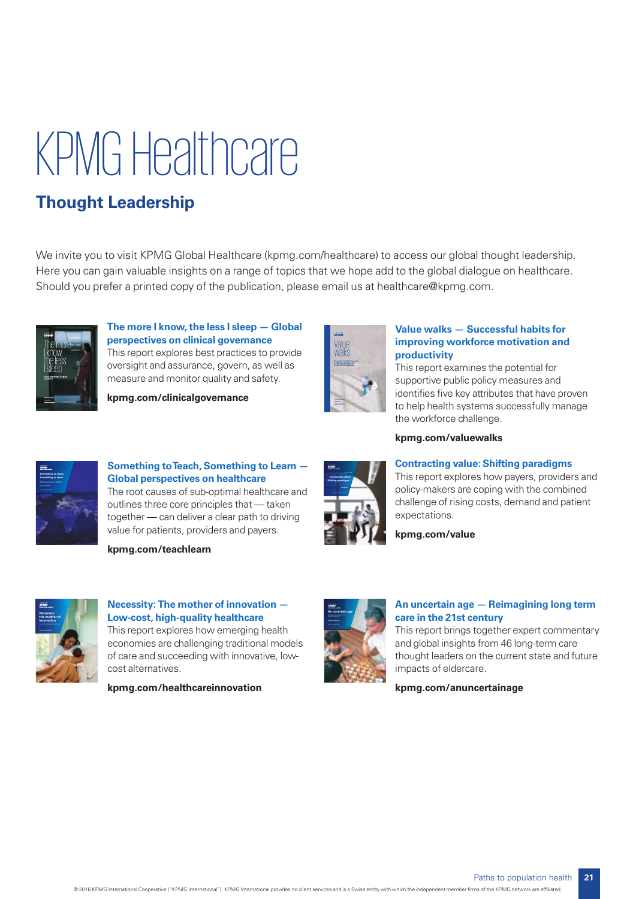# KPMG Healthcare

## Thought Leadership

We invite you to visit KPMG Global Healthcare (kpmg.com/healthcare) to access our global thought leadership. Here you can gain valuable insights on a range of topics that we hope add to the global dialogue on healthcare. Should you prefer a printed copy of the publication, please email us at healthcare@kpmg.com.

### The more I know, the less I sleep — Global perspectives on clinical governance

This report explores best practices to provide oversight and assurance, govern, as well as measure and monitor quality and safety.

**kpmg.com/clinicalgovernance**

### Value walks — Successful habits for improving workforce motivation and productivity

This report examines the potential for supportive public policy measures and identifies five key attributes that have proven to help health systems successfully manage the workforce challenge.

**kpmg.com/valuewalks**

### Something to Teach, Something to Learn — Global perspectives on healthcare

The root causes of sub-optimal healthcare and outlines three core principles that — taken together — can deliver a clear path to driving value for patients, providers and payers.

**kpmg.com/teachlearn**

### Contracting value: Shifting paradigms

This report explores how payers, providers and policy-makers are coping with the combined challenge of rising costs, demand and patient expectations.

**kpmg.com/value**

### Necessity: The mother of innovation — Low-cost, high-quality healthcare

This report explores how emerging health economies are challenging traditional models of care and succeeding with innovative, low-cost alternatives.

**kpmg.com/healthcareinnovation**

### An uncertain age — Reimagining long term care in the 21st century

This report brings together expert commentary and global insights from 46 long-term care thought leaders on the current state and future impacts of eldercare.

**kpmg.com/anuncertainage**

© 2016 KPMG International Cooperative ("KPMG International"). KPMG International provides no client services and is a Swiss entity with which the independent member firms of the KPMG network are affiliated.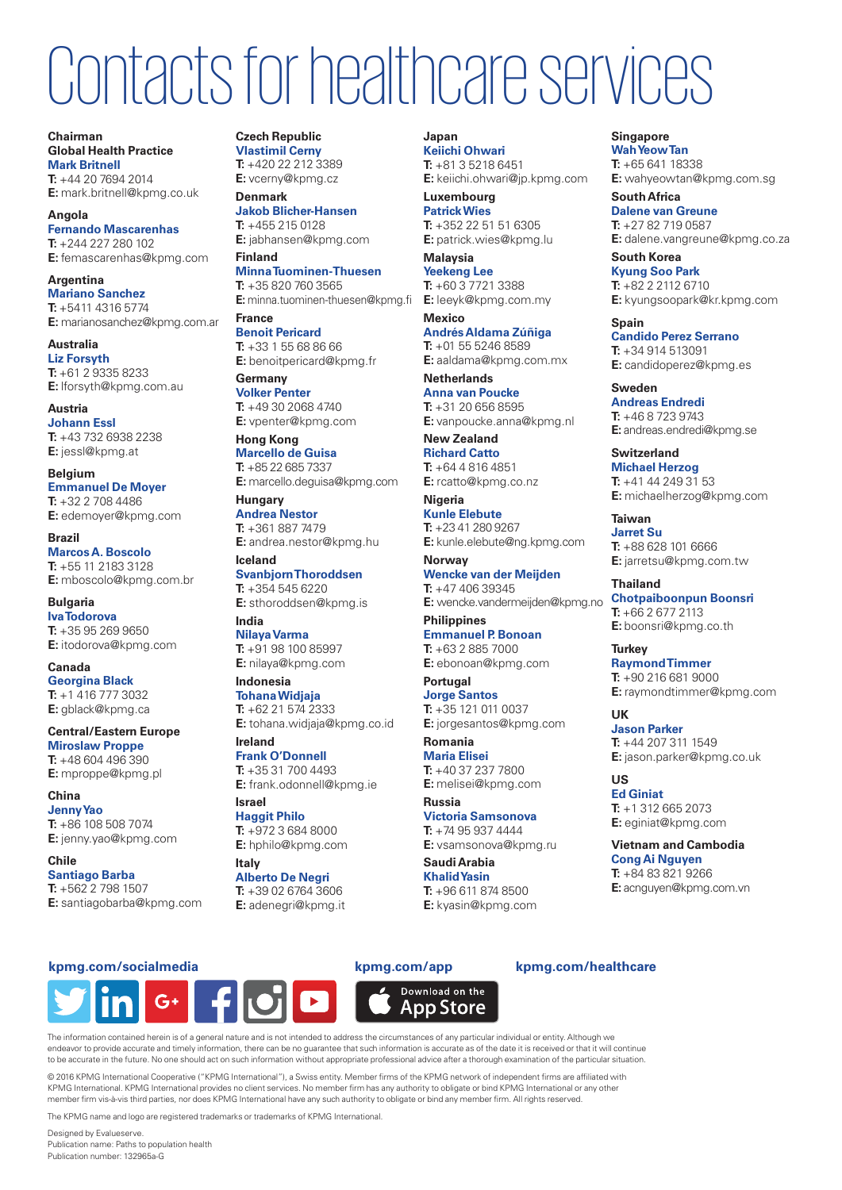# Contacts for healthcare services

**Chairman**
**Global Health Practice**
**Mark Britnell**
**T:** +44 20 7694 2014
**E:** mark.britnell@kpmg.co.uk

**Angola**
**Fernando Mascarenhas**
**T:** +244 227 280 102
**E:** fernascarenhas@kpmg.com

**Argentina**
**Mariano Sanchez**
**T:** +5411 4316 5774
**E:** marianosanchez@kpmg.com.ar

**Australia**
**Liz Forsyth**
**T:** +61 2 9335 8233
**E:** lforsyth@kpmg.com.au

**Austria**
**Johann Essl**
**T:** +43 732 6938 2238
**E:** jessl@kpmg.at

**Belgium**
**Emmanuel De Moyer**
**T:** +32 2 708 4486
**E:** edemoyer@kpmg.com

**Brazil**
**Marcos A. Boscolo**
**T:** +55 11 2183 3128
**E:** mboscolo@kpmg.com.br

**Bulgaria**
**Iva Todorova**
**T:** +35 95 269 9650
**E:** itodorova@kpmg.com

**Canada**
**Georgina Black**
**T:** +1 416 777 3032
**E:** gblack@kpmg.ca

**Central/Eastern Europe**
**Miroslaw Proppe**
**T:** +48 604 496 390
**E:** mproppe@kpmg.pl

**China**
**Jenny Yao**
**T:** +86 108 508 7074
**E:** jenny.yao@kpmg.com

**Chile**
**Santiago Barba**
**T:** +562 2 798 1507
**E:** santiagobarba@kpmg.com

**Czech Republic**
**Vlastimil Cerny**
**T:** +420 22 212 3389
**E:** vcerny@kpmg.cz

**Denmark**
**Jakob Blicher-Hansen**
**T:** +455 215 0128
**E:** jabhansen@kpmg.com

**Finland**
**Minna Tuominen-Thuesen**
**T:** +35 820 760 3565
**E:** minna.tuominen-thuesen@kpmg.fi

**France**
**Benoit Pericard**
**T:** +33 1 55 68 86 66
**E:** benoitpericard@kpmg.fr

**Germany**
**Volker Penter**
**T:** +49 30 2068 4740
**E:** vpenter@kpmg.com

**Hong Kong**
**Marcello de Guisa**
**T:** +85 22 685 7337
**E:** marcello.deguisa@kpmg.com

**Hungary**
**Andrea Nestor**
**T:** +361 887 7479
**E:** andrea.nestor@kpmg.hu

**Iceland**
**Svanbjorn Thoroddsen**
**T:** +354 545 6220
**E:** sthoroddsen@kpmg.is

**India**
**Nilaya Varma**
**T:** +91 98 100 85997
**E:** nilaya@kpmg.com

**Indonesia**
**Tohana Widjaja**
**T:** +62 21 574 2333
**E:** tohana.widjaja@kpmg.co.id

**Ireland**
**Frank O'Donnell**
**T:** +35 31 700 4493
**E:** frank.odonnell@kpmg.ie

**Israel**
**Haggit Philo**
**T:** +972 3 684 8000
**E:** hphilo@kpmg.com

**Italy**
**Alberto De Negri**
**T:** +39 02 6764 3606
**E:** adenegri@kpmg.it

**Japan**
**Keiichi Ohwari**
**T:** +81 3 5218 6451
**E:** keiichi.ohwari@jp.kpmg.com

**Luxembourg**
**Patrick Wies**
**T:** +352 22 51 51 6305
**E:** patrick.wies@kpmg.lu

**Malaysia**
**Yeekeng Lee**
**T:** +60 3 7721 3388
**E:** leeyk@kpmg.com.my

**Mexico**
**Andrés Aldama Zúñiga**
**T:** +01 55 5246 8589
**E:** aaldama@kpmg.com.mx

**Netherlands**
**Anna van Poucke**
**T:** +31 20 656 8595
**E:** vanpoucke.anna@kpmg.nl

**New Zealand**
**Richard Catto**
**T:** +64 4 816 4851
**E:** rcatto@kpmg.co.nz

**Nigeria**
**Kunle Elebute**
**T:** +23 41 280 9267
**E:** kunle.elebute@ng.kpmg.com

**Norway**
**Wencke van der Meijden**
**T:** +47 406 39345
**E:** wencke.vandermeijden@kpmg.no

**Philippines**
**Emmanuel P. Bonoan**
**T:** +63 2 885 7000
**E:** ebonoan@kpmg.com

**Portugal**
**Jorge Santos**
**T:** +35 121 011 0037
**E:** jorgesantos@kpmg.com

**Romania**
**Maria Elisei**
**T:** +40 37 237 7800
**E:** melisei@kpmg.com

**Russia**
**Victoria Samsonova**
**T:** +74 95 937 4444
**E:** vsamsonova@kpmg.ru

**Saudi Arabia**
**Khalid Yasin**
**T:** +96 611 874 8500
**E:** kyasin@kpmg.com

**Singapore**
**Wah Yeow Tan**
**T:** +65 641 18338
**E:** wahyeowtan@kpmg.com.sg

**South Africa**
**Dalene van Greune**
**T:** +27 82 719 0587
**E:** dalene.vangreune@kpmg.co.za

**South Korea**
**Kyung Soo Park**
**T:** +82 2 2112 6710
**E:** kyungsoopark@kr.kpmg.com

**Spain**
**Candido Perez Serrano**
**T:** +34 914 513091
**E:** candidoperez@kpmg.es

**Sweden**
**Andreas Endredi**
**T:** +46 8 723 9743
**E:** andreas.endredi@kpmg.se

**Switzerland**
**Michael Herzog**
**T:** +41 44 249 31 53
**E:** michaelherzog@kpmg.com

**Taiwan**
**Jarret Su**
**T:** +88 628 101 6666
**E:** jarretsu@kpmg.com.tw

**Thailand**
**Chotpaiboonpun Boonsri**
**T:** +66 2 677 2113
**E:** boonsri@kpmg.co.th

**Turkey**
**Raymond Timmer**
**T:** +90 216 681 9000
**E:** raymondtimmer@kpmg.com

**UK**
**Jason Parker**
**T:** +44 207 311 1549
**E:** jason.parker@kpmg.co.uk

**US**
**Ed Giniat**
**T:** +1 312 665 2073
**E:** eginiat@kpmg.com

**Vietnam and Cambodia**
**Cong Ai Nguyen**
**T:** +84 83 821 9266
**E:** acnguyen@kpmg.com.vn

**kpmg.com/socialmedia**

**kpmg.com/app**

Download on the App Store

**kpmg.com/healthcare**

The information contained herein is of a general nature and is not intended to address the circumstances of any particular individual or entity. Although we endeavor to provide accurate and timely information, there can be no guarantee that such information is accurate as of the date it is received or that it will continue to be accurate in the future. No one should act on such information without appropriate professional advice after a thorough examination of the particular situation.

© 2016 KPMG International Cooperative ("KPMG International"), a Swiss entity. Member firms of the KPMG network of independent firms are affiliated with KPMG International. KPMG International provides no client services. No member firm has any authority to obligate or bind KPMG International or any other member firm vis-à-vis third parties, nor does KPMG International have any such authority to obligate or bind any member firm. All rights reserved.

The KPMG name and logo are registered trademarks or trademarks of KPMG International.

Designed by Evalueserve.
Publication name: Paths to population health
Publication number: 132965a-G